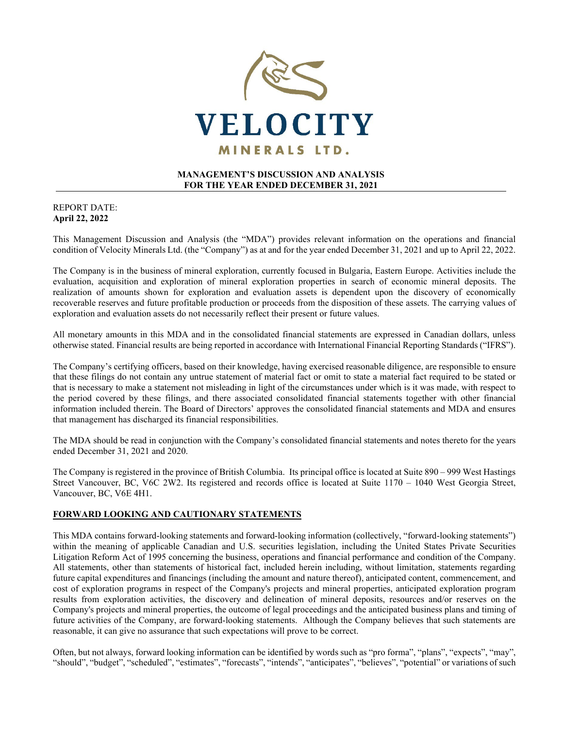VELOCITY

MINERALS LTD.

**MANAGEMENT'S DISCUSSION AND ANALYSIS**
**FOR THE YEAR ENDED DECEMBER 31, 2021**

REPORT DATE:
**April 22, 2022**

This Management Discussion and Analysis (the "MDA") provides relevant information on the operations and financial condition of Velocity Minerals Ltd. (the "Company") as at and for the year ended December 31, 2021 and up to April 22, 2022.

The Company is in the business of mineral exploration, currently focused in Bulgaria, Eastern Europe. Activities include the evaluation, acquisition and exploration of mineral exploration properties in search of economic mineral deposits. The realization of amounts shown for exploration and evaluation assets is dependent upon the discovery of economically recoverable reserves and future profitable production or proceeds from the disposition of these assets. The carrying values of exploration and evaluation assets do not necessarily reflect their present or future values.

All monetary amounts in this MDA and in the consolidated financial statements are expressed in Canadian dollars, unless otherwise stated. Financial results are being reported in accordance with International Financial Reporting Standards ("IFRS").

The Company's certifying officers, based on their knowledge, having exercised reasonable diligence, are responsible to ensure that these filings do not contain any untrue statement of material fact or omit to state a material fact required to be stated or that is necessary to make a statement not misleading in light of the circumstances under which is it was made, with respect to the period covered by these filings, and there associated consolidated financial statements together with other financial information included therein. The Board of Directors' approves the consolidated financial statements and MDA and ensures that management has discharged its financial responsibilities.

The MDA should be read in conjunction with the Company's consolidated financial statements and notes thereto for the years ended December 31, 2021 and 2020.

The Company is registered in the province of British Columbia. Its principal office is located at Suite 890 – 999 West Hastings Street Vancouver, BC, V6C 2W2. Its registered and records office is located at Suite 1170 – 1040 West Georgia Street, Vancouver, BC, V6E 4H1.

## FORWARD LOOKING AND CAUTIONARY STATEMENTS

This MDA contains forward-looking statements and forward-looking information (collectively, "forward-looking statements") within the meaning of applicable Canadian and U.S. securities legislation, including the United States Private Securities Litigation Reform Act of 1995 concerning the business, operations and financial performance and condition of the Company. All statements, other than statements of historical fact, included herein including, without limitation, statements regarding future capital expenditures and financings (including the amount and nature thereof), anticipated content, commencement, and cost of exploration programs in respect of the Company's projects and mineral properties, anticipated exploration program results from exploration activities, the discovery and delineation of mineral deposits, resources and/or reserves on the Company's projects and mineral properties, the outcome of legal proceedings and the anticipated business plans and timing of future activities of the Company, are forward-looking statements. Although the Company believes that such statements are reasonable, it can give no assurance that such expectations will prove to be correct.

Often, but not always, forward looking information can be identified by words such as "pro forma", "plans", "expects", "may", "should", "budget", "scheduled", "estimates", "forecasts", "intends", "anticipates", "believes", "potential" or variations of such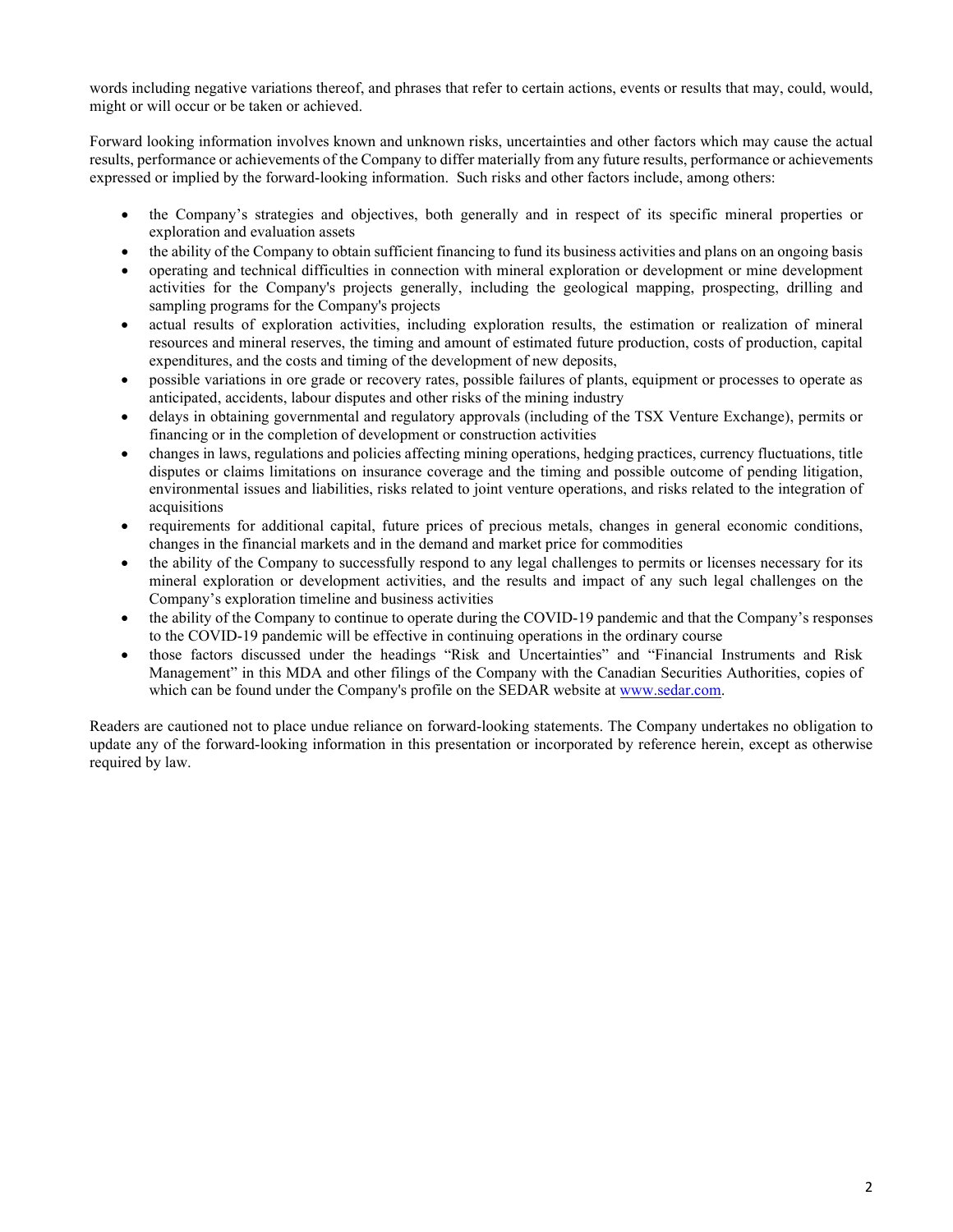words including negative variations thereof, and phrases that refer to certain actions, events or results that may, could, would, might or will occur or be taken or achieved.

Forward looking information involves known and unknown risks, uncertainties and other factors which may cause the actual results, performance or achievements of the Company to differ materially from any future results, performance or achievements expressed or implied by the forward-looking information. Such risks and other factors include, among others:

- the Company's strategies and objectives, both generally and in respect of its specific mineral properties or exploration and evaluation assets
- the ability of the Company to obtain sufficient financing to fund its business activities and plans on an ongoing basis
- operating and technical difficulties in connection with mineral exploration or development or mine development activities for the Company's projects generally, including the geological mapping, prospecting, drilling and sampling programs for the Company's projects
- actual results of exploration activities, including exploration results, the estimation or realization of mineral resources and mineral reserves, the timing and amount of estimated future production, costs of production, capital expenditures, and the costs and timing of the development of new deposits,
- possible variations in ore grade or recovery rates, possible failures of plants, equipment or processes to operate as anticipated, accidents, labour disputes and other risks of the mining industry
- delays in obtaining governmental and regulatory approvals (including of the TSX Venture Exchange), permits or financing or in the completion of development or construction activities
- changes in laws, regulations and policies affecting mining operations, hedging practices, currency fluctuations, title disputes or claims limitations on insurance coverage and the timing and possible outcome of pending litigation, environmental issues and liabilities, risks related to joint venture operations, and risks related to the integration of acquisitions
- requirements for additional capital, future prices of precious metals, changes in general economic conditions, changes in the financial markets and in the demand and market price for commodities
- the ability of the Company to successfully respond to any legal challenges to permits or licenses necessary for its mineral exploration or development activities, and the results and impact of any such legal challenges on the Company's exploration timeline and business activities
- the ability of the Company to continue to operate during the COVID-19 pandemic and that the Company's responses to the COVID-19 pandemic will be effective in continuing operations in the ordinary course
- those factors discussed under the headings "Risk and Uncertainties" and "Financial Instruments and Risk Management" in this MDA and other filings of the Company with the Canadian Securities Authorities, copies of which can be found under the Company's profile on the SEDAR website at www.sedar.com.

Readers are cautioned not to place undue reliance on forward-looking statements. The Company undertakes no obligation to update any of the forward-looking information in this presentation or incorporated by reference herein, except as otherwise required by law.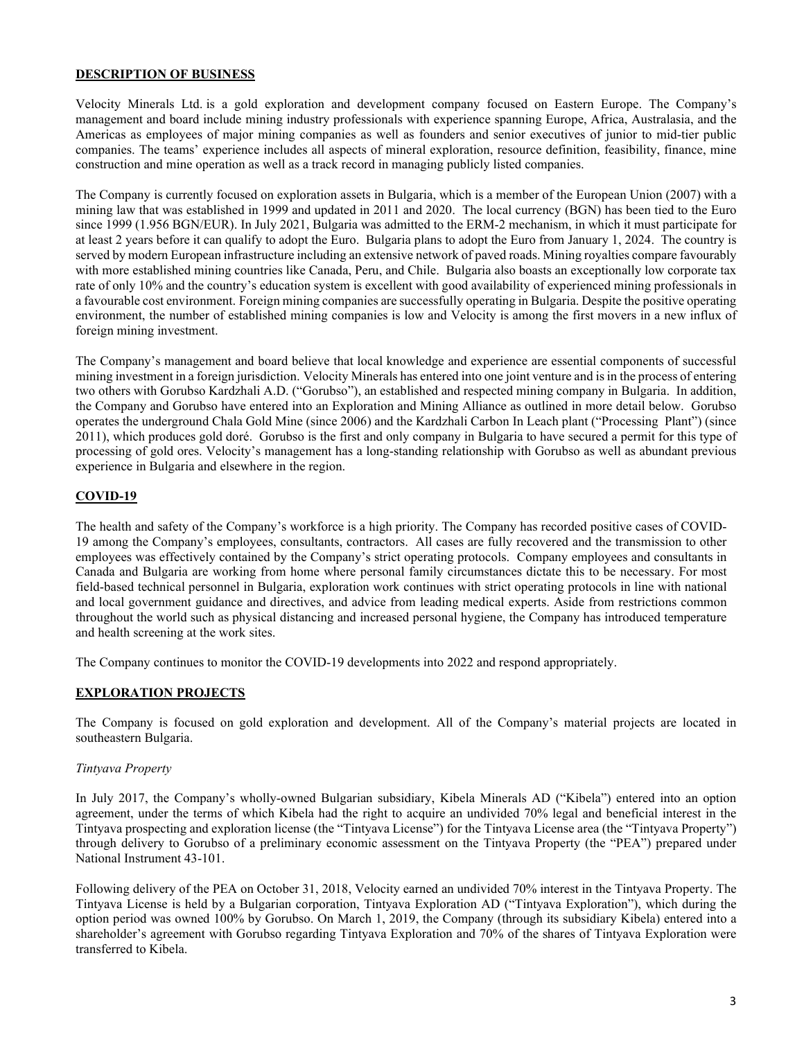## DESCRIPTION OF BUSINESS

Velocity Minerals Ltd. is a gold exploration and development company focused on Eastern Europe. The Company's management and board include mining industry professionals with experience spanning Europe, Africa, Australasia, and the Americas as employees of major mining companies as well as founders and senior executives of junior to mid-tier public companies. The teams' experience includes all aspects of mineral exploration, resource definition, feasibility, finance, mine construction and mine operation as well as a track record in managing publicly listed companies.

The Company is currently focused on exploration assets in Bulgaria, which is a member of the European Union (2007) with a mining law that was established in 1999 and updated in 2011 and 2020. The local currency (BGN) has been tied to the Euro since 1999 (1.956 BGN/EUR). In July 2021, Bulgaria was admitted to the ERM-2 mechanism, in which it must participate for at least 2 years before it can qualify to adopt the Euro. Bulgaria plans to adopt the Euro from January 1, 2024. The country is served by modern European infrastructure including an extensive network of paved roads. Mining royalties compare favourably with more established mining countries like Canada, Peru, and Chile. Bulgaria also boasts an exceptionally low corporate tax rate of only 10% and the country's education system is excellent with good availability of experienced mining professionals in a favourable cost environment. Foreign mining companies are successfully operating in Bulgaria. Despite the positive operating environment, the number of established mining companies is low and Velocity is among the first movers in a new influx of foreign mining investment.

The Company's management and board believe that local knowledge and experience are essential components of successful mining investment in a foreign jurisdiction. Velocity Minerals has entered into one joint venture and is in the process of entering two others with Gorubso Kardzhali A.D. ("Gorubso"), an established and respected mining company in Bulgaria. In addition, the Company and Gorubso have entered into an Exploration and Mining Alliance as outlined in more detail below. Gorubso operates the underground Chala Gold Mine (since 2006) and the Kardzhali Carbon In Leach plant ("Processing Plant") (since 2011), which produces gold doré. Gorubso is the first and only company in Bulgaria to have secured a permit for this type of processing of gold ores. Velocity's management has a long-standing relationship with Gorubso as well as abundant previous experience in Bulgaria and elsewhere in the region.

## COVID-19

The health and safety of the Company's workforce is a high priority. The Company has recorded positive cases of COVID-19 among the Company's employees, consultants, contractors. All cases are fully recovered and the transmission to other employees was effectively contained by the Company's strict operating protocols. Company employees and consultants in Canada and Bulgaria are working from home where personal family circumstances dictate this to be necessary. For most field-based technical personnel in Bulgaria, exploration work continues with strict operating protocols in line with national and local government guidance and directives, and advice from leading medical experts. Aside from restrictions common throughout the world such as physical distancing and increased personal hygiene, the Company has introduced temperature and health screening at the work sites.

The Company continues to monitor the COVID-19 developments into 2022 and respond appropriately.

## EXPLORATION PROJECTS

The Company is focused on gold exploration and development. All of the Company's material projects are located in southeastern Bulgaria.

*Tintyava Property*

In July 2017, the Company's wholly-owned Bulgarian subsidiary, Kibela Minerals AD ("Kibela") entered into an option agreement, under the terms of which Kibela had the right to acquire an undivided 70% legal and beneficial interest in the Tintyava prospecting and exploration license (the "Tintyava License") for the Tintyava License area (the "Tintyava Property") through delivery to Gorubso of a preliminary economic assessment on the Tintyava Property (the "PEA") prepared under National Instrument 43-101.

Following delivery of the PEA on October 31, 2018, Velocity earned an undivided 70% interest in the Tintyava Property. The Tintyava License is held by a Bulgarian corporation, Tintyava Exploration AD ("Tintyava Exploration"), which during the option period was owned 100% by Gorubso. On March 1, 2019, the Company (through its subsidiary Kibela) entered into a shareholder's agreement with Gorubso regarding Tintyava Exploration and 70% of the shares of Tintyava Exploration were transferred to Kibela.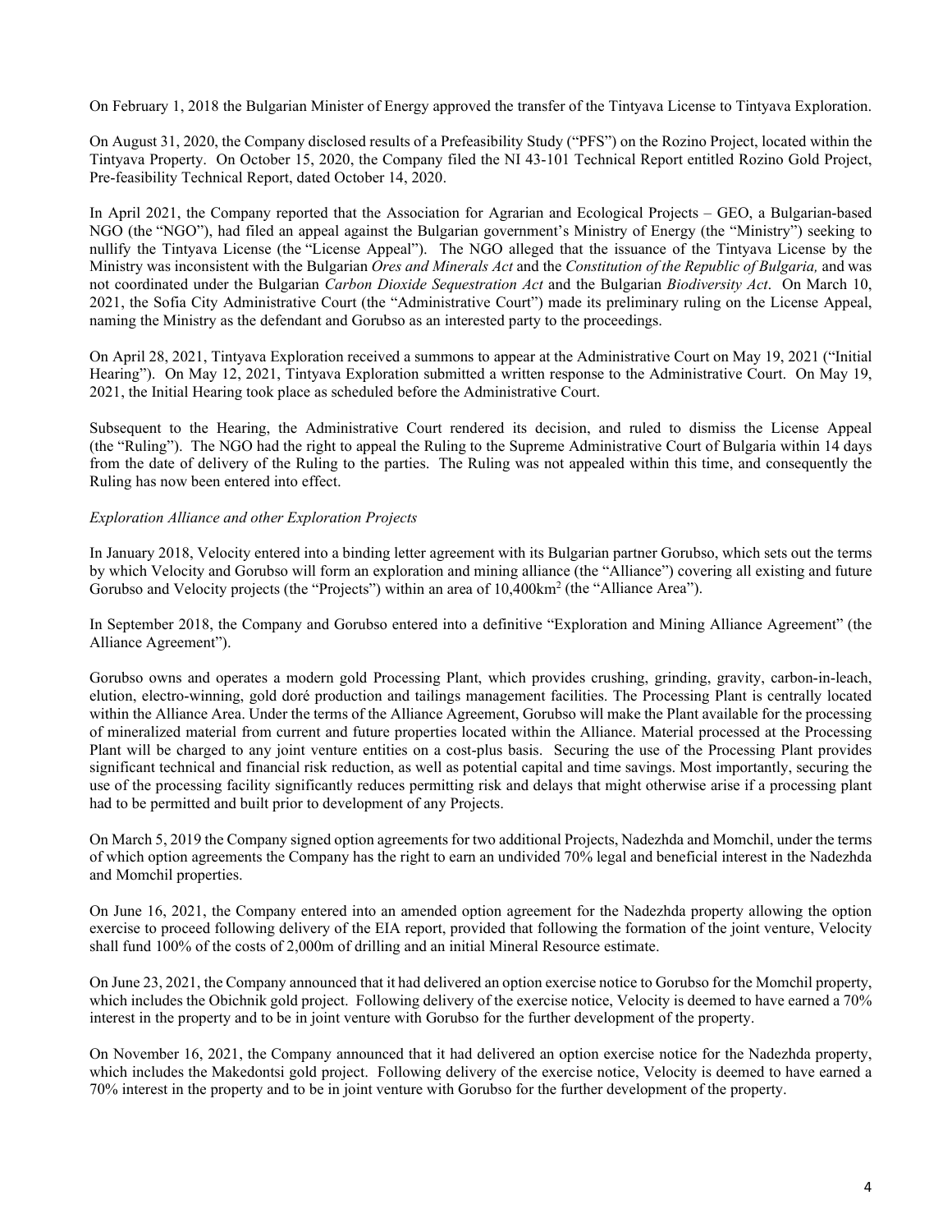On February 1, 2018 the Bulgarian Minister of Energy approved the transfer of the Tintyava License to Tintyava Exploration.

On August 31, 2020, the Company disclosed results of a Prefeasibility Study ("PFS") on the Rozino Project, located within the Tintyava Property. On October 15, 2020, the Company filed the NI 43-101 Technical Report entitled Rozino Gold Project, Pre-feasibility Technical Report, dated October 14, 2020.

In April 2021, the Company reported that the Association for Agrarian and Ecological Projects – GEO, a Bulgarian-based NGO (the "NGO"), had filed an appeal against the Bulgarian government's Ministry of Energy (the "Ministry") seeking to nullify the Tintyava License (the "License Appeal"). The NGO alleged that the issuance of the Tintyava License by the Ministry was inconsistent with the Bulgarian *Ores and Minerals Act* and the *Constitution of the Republic of Bulgaria,* and was not coordinated under the Bulgarian *Carbon Dioxide Sequestration Act* and the Bulgarian *Biodiversity Act*. On March 10, 2021, the Sofia City Administrative Court (the "Administrative Court") made its preliminary ruling on the License Appeal, naming the Ministry as the defendant and Gorubso as an interested party to the proceedings.

On April 28, 2021, Tintyava Exploration received a summons to appear at the Administrative Court on May 19, 2021 ("Initial Hearing"). On May 12, 2021, Tintyava Exploration submitted a written response to the Administrative Court. On May 19, 2021, the Initial Hearing took place as scheduled before the Administrative Court.

Subsequent to the Hearing, the Administrative Court rendered its decision, and ruled to dismiss the License Appeal (the "Ruling"). The NGO had the right to appeal the Ruling to the Supreme Administrative Court of Bulgaria within 14 days from the date of delivery of the Ruling to the parties. The Ruling was not appealed within this time, and consequently the Ruling has now been entered into effect.

*Exploration Alliance and other Exploration Projects*

In January 2018, Velocity entered into a binding letter agreement with its Bulgarian partner Gorubso, which sets out the terms by which Velocity and Gorubso will form an exploration and mining alliance (the "Alliance") covering all existing and future Gorubso and Velocity projects (the "Projects") within an area of 10,400km$^2$ (the "Alliance Area").

In September 2018, the Company and Gorubso entered into a definitive "Exploration and Mining Alliance Agreement" (the Alliance Agreement").

Gorubso owns and operates a modern gold Processing Plant, which provides crushing, grinding, gravity, carbon-in-leach, elution, electro-winning, gold doré production and tailings management facilities. The Processing Plant is centrally located within the Alliance Area. Under the terms of the Alliance Agreement, Gorubso will make the Plant available for the processing of mineralized material from current and future properties located within the Alliance. Material processed at the Processing Plant will be charged to any joint venture entities on a cost-plus basis. Securing the use of the Processing Plant provides significant technical and financial risk reduction, as well as potential capital and time savings. Most importantly, securing the use of the processing facility significantly reduces permitting risk and delays that might otherwise arise if a processing plant had to be permitted and built prior to development of any Projects.

On March 5, 2019 the Company signed option agreements for two additional Projects, Nadezhda and Momchil, under the terms of which option agreements the Company has the right to earn an undivided 70% legal and beneficial interest in the Nadezhda and Momchil properties.

On June 16, 2021, the Company entered into an amended option agreement for the Nadezhda property allowing the option exercise to proceed following delivery of the EIA report, provided that following the formation of the joint venture, Velocity shall fund 100% of the costs of 2,000m of drilling and an initial Mineral Resource estimate.

On June 23, 2021, the Company announced that it had delivered an option exercise notice to Gorubso for the Momchil property, which includes the Obichnik gold project. Following delivery of the exercise notice, Velocity is deemed to have earned a 70% interest in the property and to be in joint venture with Gorubso for the further development of the property.

On November 16, 2021, the Company announced that it had delivered an option exercise notice for the Nadezhda property, which includes the Makedontsi gold project. Following delivery of the exercise notice, Velocity is deemed to have earned a 70% interest in the property and to be in joint venture with Gorubso for the further development of the property.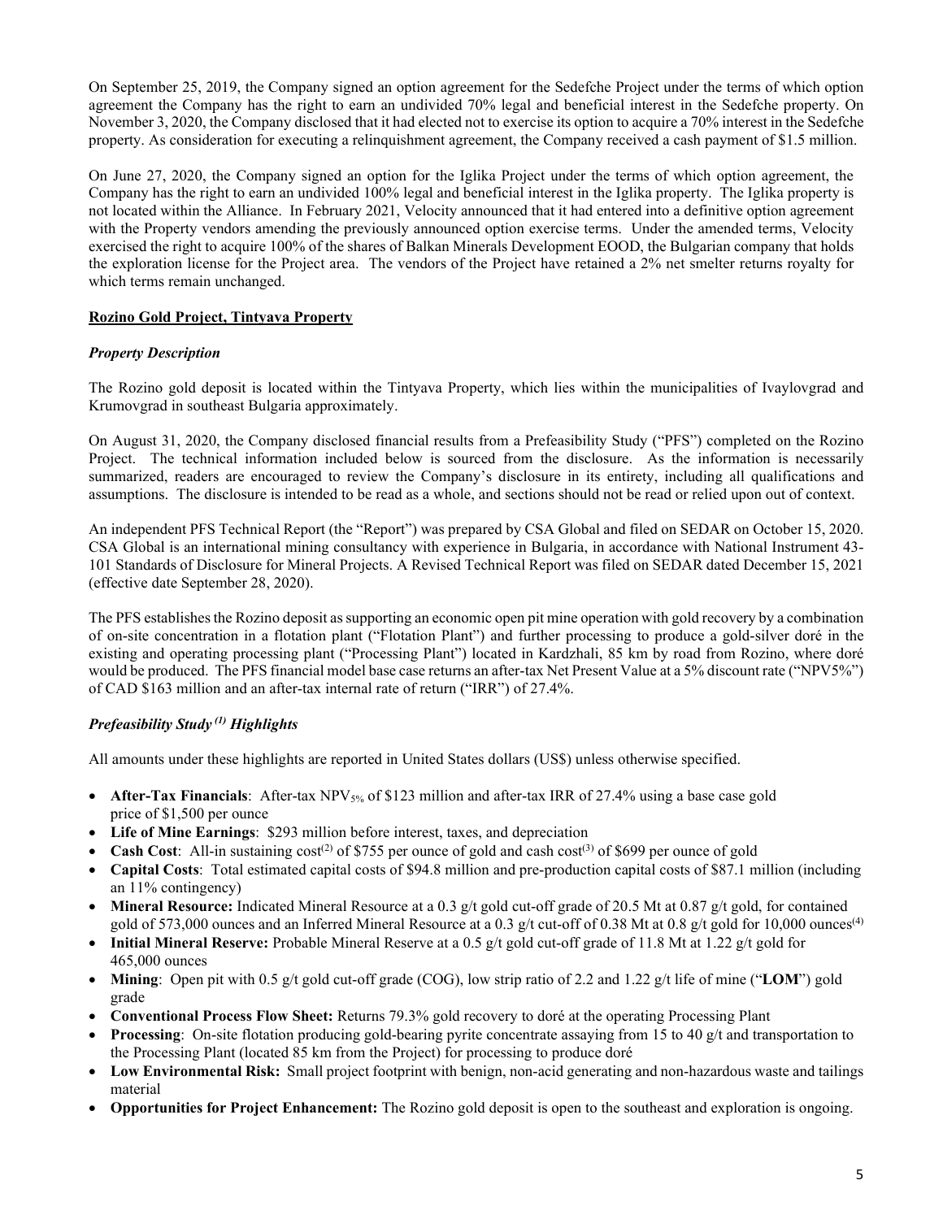On September 25, 2019, the Company signed an option agreement for the Sedefche Project under the terms of which option agreement the Company has the right to earn an undivided 70% legal and beneficial interest in the Sedefche property. On November 3, 2020, the Company disclosed that it had elected not to exercise its option to acquire a 70% interest in the Sedefche property. As consideration for executing a relinquishment agreement, the Company received a cash payment of $1.5 million.

On June 27, 2020, the Company signed an option for the Iglika Project under the terms of which option agreement, the Company has the right to earn an undivided 100% legal and beneficial interest in the Iglika property. The Iglika property is not located within the Alliance. In February 2021, Velocity announced that it had entered into a definitive option agreement with the Property vendors amending the previously announced option exercise terms. Under the amended terms, Velocity exercised the right to acquire 100% of the shares of Balkan Minerals Development EOOD, the Bulgarian company that holds the exploration license for the Project area. The vendors of the Project have retained a 2% net smelter returns royalty for which terms remain unchanged.

**Rozino Gold Project, Tintyava Property**

***Property Description***

The Rozino gold deposit is located within the Tintyava Property, which lies within the municipalities of Ivaylovgrad and Krumovgrad in southeast Bulgaria approximately.

On August 31, 2020, the Company disclosed financial results from a Prefeasibility Study ("PFS") completed on the Rozino Project. The technical information included below is sourced from the disclosure. As the information is necessarily summarized, readers are encouraged to review the Company's disclosure in its entirety, including all qualifications and assumptions. The disclosure is intended to be read as a whole, and sections should not be read or relied upon out of context.

An independent PFS Technical Report (the "Report") was prepared by CSA Global and filed on SEDAR on October 15, 2020. CSA Global is an international mining consultancy with experience in Bulgaria, in accordance with National Instrument 43-101 Standards of Disclosure for Mineral Projects. A Revised Technical Report was filed on SEDAR dated December 15, 2021 (effective date September 28, 2020).

The PFS establishes the Rozino deposit as supporting an economic open pit mine operation with gold recovery by a combination of on-site concentration in a flotation plant ("Flotation Plant") and further processing to produce a gold-silver doré in the existing and operating processing plant ("Processing Plant") located in Kardzhali, 85 km by road from Rozino, where doré would be produced. The PFS financial model base case returns an after-tax Net Present Value at a 5% discount rate ("NPV5%") of CAD $163 million and an after-tax internal rate of return ("IRR") of 27.4%.

***Prefeasibility Study [(1)] Highlights***

All amounts under these highlights are reported in United States dollars (US$) unless otherwise specified.

- **After-Tax Financials**: After-tax $NPV_{5\%}$ of $123 million and after-tax IRR of 27.4% using a base case gold price of $1,500 per ounce
- **Life of Mine Earnings**: $293 million before interest, taxes, and depreciation
- **Cash Cost**: All-in sustaining cost[(2)] of $755 per ounce of gold and cash cost[(3)] of $699 per ounce of gold
- **Capital Costs**: Total estimated capital costs of $94.8 million and pre-production capital costs of $87.1 million (including an 11% contingency)
- **Mineral Resource:** Indicated Mineral Resource at a 0.3 g/t gold cut-off grade of 20.5 Mt at 0.87 g/t gold, for contained gold of 573,000 ounces and an Inferred Mineral Resource at a 0.3 g/t cut-off of 0.38 Mt at 0.8 g/t gold for 10,000 ounces[(4)]
- **Initial Mineral Reserve:** Probable Mineral Reserve at a 0.5 g/t gold cut-off grade of 11.8 Mt at 1.22 g/t gold for 465,000 ounces
- **Mining**: Open pit with 0.5 g/t gold cut-off grade (COG), low strip ratio of 2.2 and 1.22 g/t life of mine ("**LOM**") gold grade
- **Conventional Process Flow Sheet:** Returns 79.3% gold recovery to doré at the operating Processing Plant
- **Processing**: On-site flotation producing gold-bearing pyrite concentrate assaying from 15 to 40 g/t and transportation to the Processing Plant (located 85 km from the Project) for processing to produce doré
- **Low Environmental Risk:** Small project footprint with benign, non-acid generating and non-hazardous waste and tailings material
- **Opportunities for Project Enhancement:** The Rozino gold deposit is open to the southeast and exploration is ongoing.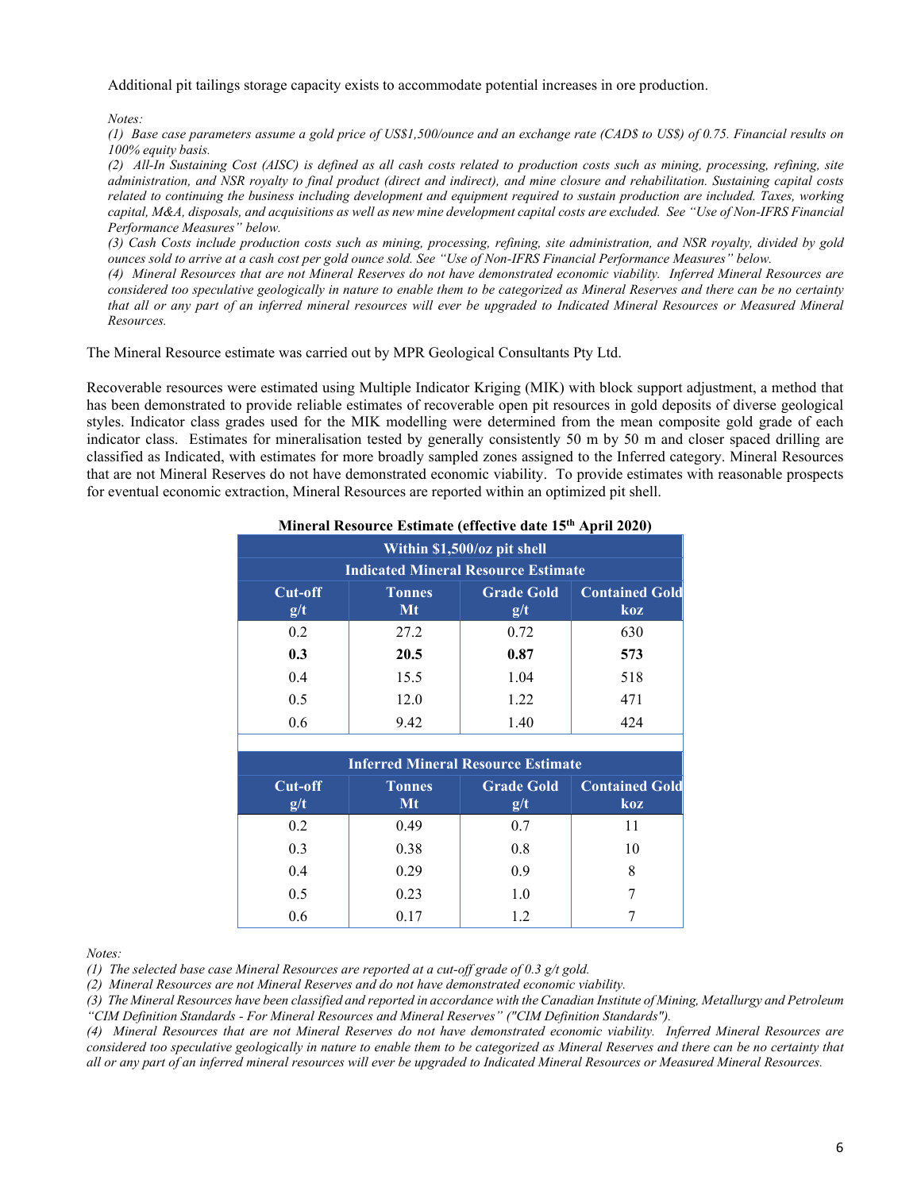Additional pit tailings storage capacity exists to accommodate potential increases in ore production.

*Notes:*

*(1) Base case parameters assume a gold price of US$1,500/ounce and an exchange rate (CAD$ to US$) of 0.75. Financial results on 100% equity basis.*

*(2) All-In Sustaining Cost (AISC) is defined as all cash costs related to production costs such as mining, processing, refining, site administration, and NSR royalty to final product (direct and indirect), and mine closure and rehabilitation. Sustaining capital costs related to continuing the business including development and equipment required to sustain production are included. Taxes, working capital, M&A, disposals, and acquisitions as well as new mine development capital costs are excluded. See "Use of Non-IFRS Financial Performance Measures" below.*

*(3) Cash Costs include production costs such as mining, processing, refining, site administration, and NSR royalty, divided by gold ounces sold to arrive at a cash cost per gold ounce sold. See "Use of Non-IFRS Financial Performance Measures" below.*

*(4) Mineral Resources that are not Mineral Reserves do not have demonstrated economic viability. Inferred Mineral Resources are considered too speculative geologically in nature to enable them to be categorized as Mineral Reserves and there can be no certainty that all or any part of an inferred mineral resources will ever be upgraded to Indicated Mineral Resources or Measured Mineral Resources.*

The Mineral Resource estimate was carried out by MPR Geological Consultants Pty Ltd.

Recoverable resources were estimated using Multiple Indicator Kriging (MIK) with block support adjustment, a method that has been demonstrated to provide reliable estimates of recoverable open pit resources in gold deposits of diverse geological styles. Indicator class grades used for the MIK modelling were determined from the mean composite gold grade of each indicator class. Estimates for mineralisation tested by generally consistently 50 m by 50 m and closer spaced drilling are classified as Indicated, with estimates for more broadly sampled zones assigned to the Inferred category. Mineral Resources that are not Mineral Reserves do not have demonstrated economic viability. To provide estimates with reasonable prospects for eventual economic extraction, Mineral Resources are reported within an optimized pit shell.

**Mineral Resource Estimate (effective date 15th April 2020)**

| Within $1,500/oz pit shell | | | |
|---|---|---|---|
| **Indicated Mineral Resource Estimate** | | | |
| **Cut-off g/t** | **Tonnes Mt** | **Grade Gold g/t** | **Contained Gold koz** |
| 0.2 | 27.2 | 0.72 | 630 |
| **0.3** | **20.5** | **0.87** | **573** |
| 0.4 | 15.5 | 1.04 | 518 |
| 0.5 | 12.0 | 1.22 | 471 |
| 0.6 | 9.42 | 1.40 | 424 |
| **Inferred Mineral Resource Estimate** | | | |
| **Cut-off g/t** | **Tonnes Mt** | **Grade Gold g/t** | **Contained Gold koz** |
| 0.2 | 0.49 | 0.7 | 11 |
| 0.3 | 0.38 | 0.8 | 10 |
| 0.4 | 0.29 | 0.9 | 8 |
| 0.5 | 0.23 | 1.0 | 7 |
| 0.6 | 0.17 | 1.2 | 7 |

*Notes:*

*(1) The selected base case Mineral Resources are reported at a cut-off grade of 0.3 g/t gold.*

*(2) Mineral Resources are not Mineral Reserves and do not have demonstrated economic viability.*

*(3) The Mineral Resources have been classified and reported in accordance with the Canadian Institute of Mining, Metallurgy and Petroleum "CIM Definition Standards - For Mineral Resources and Mineral Reserves" ("CIM Definition Standards").*

*(4) Mineral Resources that are not Mineral Reserves do not have demonstrated economic viability. Inferred Mineral Resources are considered too speculative geologically in nature to enable them to be categorized as Mineral Reserves and there can be no certainty that all or any part of an inferred mineral resources will ever be upgraded to Indicated Mineral Resources or Measured Mineral Resources.*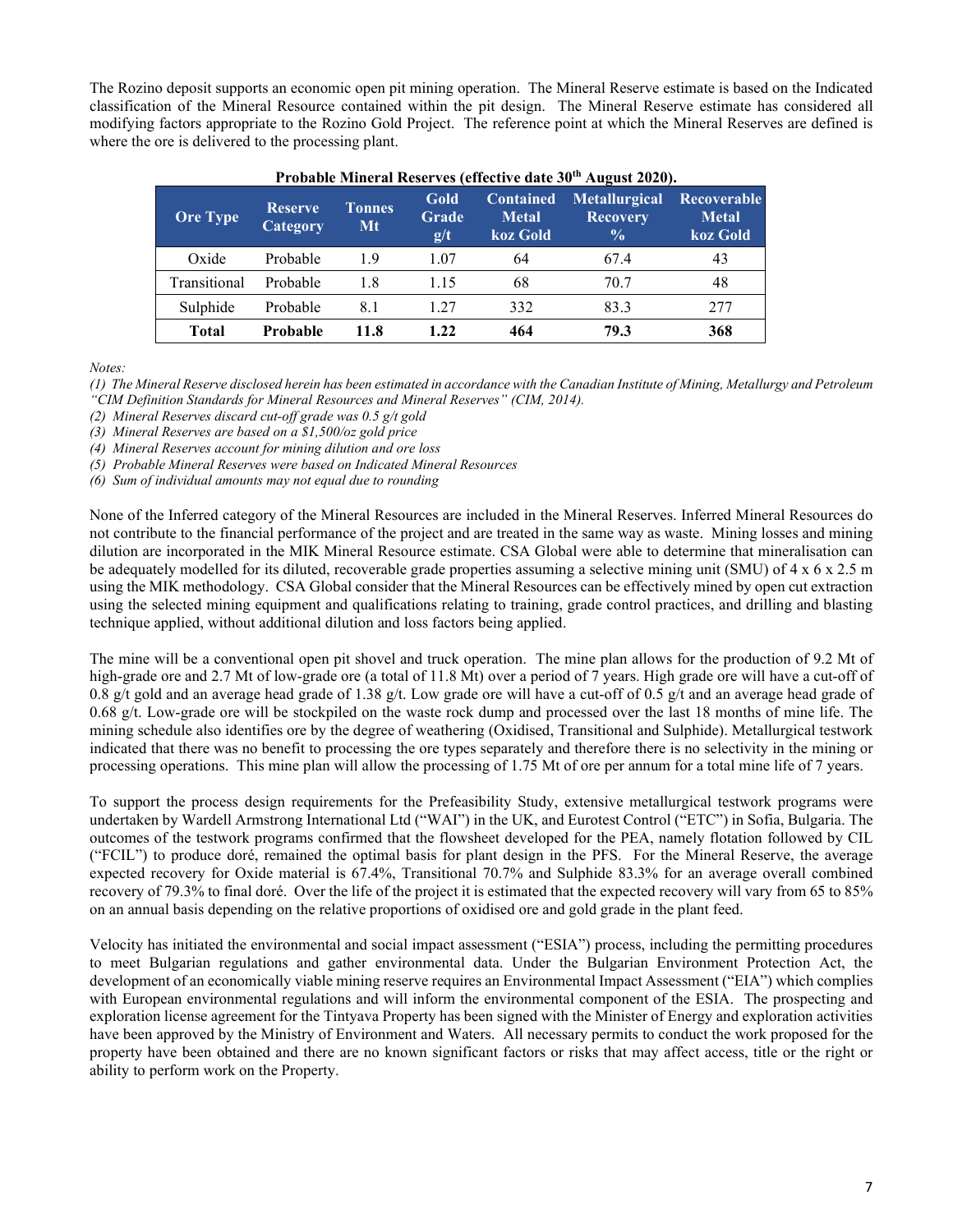The Rozino deposit supports an economic open pit mining operation. The Mineral Reserve estimate is based on the Indicated classification of the Mineral Resource contained within the pit design. The Mineral Reserve estimate has considered all modifying factors appropriate to the Rozino Gold Project. The reference point at which the Mineral Reserves are defined is where the ore is delivered to the processing plant.

**Probable Mineral Reserves (effective date 30th August 2020).**

| Ore Type | Reserve Category | Tonnes Mt | Gold Grade g/t | Contained Metal koz Gold | Metallurgical Recovery % | Recoverable Metal koz Gold |
|---|---|---|---|---|---|---|
| Oxide | Probable | 1.9 | 1.07 | 64 | 67.4 | 43 |
| Transitional | Probable | 1.8 | 1.15 | 68 | 70.7 | 48 |
| Sulphide | Probable | 8.1 | 1.27 | 332 | 83.3 | 277 |
| **Total** | **Probable** | **11.8** | **1.22** | **464** | **79.3** | **368** |

*Notes:*

*(1) The Mineral Reserve disclosed herein has been estimated in accordance with the Canadian Institute of Mining, Metallurgy and Petroleum "CIM Definition Standards for Mineral Resources and Mineral Reserves" (CIM, 2014).*

*(2) Mineral Reserves discard cut-off grade was 0.5 g/t gold*

*(3) Mineral Reserves are based on a $1,500/oz gold price*

*(4) Mineral Reserves account for mining dilution and ore loss*

*(5) Probable Mineral Reserves were based on Indicated Mineral Resources*

*(6) Sum of individual amounts may not equal due to rounding*

None of the Inferred category of the Mineral Resources are included in the Mineral Reserves. Inferred Mineral Resources do not contribute to the financial performance of the project and are treated in the same way as waste. Mining losses and mining dilution are incorporated in the MIK Mineral Resource estimate. CSA Global were able to determine that mineralisation can be adequately modelled for its diluted, recoverable grade properties assuming a selective mining unit (SMU) of 4 x 6 x 2.5 m using the MIK methodology. CSA Global consider that the Mineral Resources can be effectively mined by open cut extraction using the selected mining equipment and qualifications relating to training, grade control practices, and drilling and blasting technique applied, without additional dilution and loss factors being applied.

The mine will be a conventional open pit shovel and truck operation. The mine plan allows for the production of 9.2 Mt of high-grade ore and 2.7 Mt of low-grade ore (a total of 11.8 Mt) over a period of 7 years. High grade ore will have a cut-off of 0.8 g/t gold and an average head grade of 1.38 g/t. Low grade ore will have a cut-off of 0.5 g/t and an average head grade of 0.68 g/t. Low-grade ore will be stockpiled on the waste rock dump and processed over the last 18 months of mine life. The mining schedule also identifies ore by the degree of weathering (Oxidised, Transitional and Sulphide). Metallurgical testwork indicated that there was no benefit to processing the ore types separately and therefore there is no selectivity in the mining or processing operations. This mine plan will allow the processing of 1.75 Mt of ore per annum for a total mine life of 7 years.

To support the process design requirements for the Prefeasibility Study, extensive metallurgical testwork programs were undertaken by Wardell Armstrong International Ltd ("WAI") in the UK, and Eurotest Control ("ETC") in Sofia, Bulgaria. The outcomes of the testwork programs confirmed that the flowsheet developed for the PEA, namely flotation followed by CIL ("FCIL") to produce doré, remained the optimal basis for plant design in the PFS. For the Mineral Reserve, the average expected recovery for Oxide material is 67.4%, Transitional 70.7% and Sulphide 83.3% for an average overall combined recovery of 79.3% to final doré. Over the life of the project it is estimated that the expected recovery will vary from 65 to 85% on an annual basis depending on the relative proportions of oxidised ore and gold grade in the plant feed.

Velocity has initiated the environmental and social impact assessment ("ESIA") process, including the permitting procedures to meet Bulgarian regulations and gather environmental data. Under the Bulgarian Environment Protection Act, the development of an economically viable mining reserve requires an Environmental Impact Assessment ("EIA") which complies with European environmental regulations and will inform the environmental component of the ESIA. The prospecting and exploration license agreement for the Tintyava Property has been signed with the Minister of Energy and exploration activities have been approved by the Ministry of Environment and Waters. All necessary permits to conduct the work proposed for the property have been obtained and there are no known significant factors or risks that may affect access, title or the right or ability to perform work on the Property.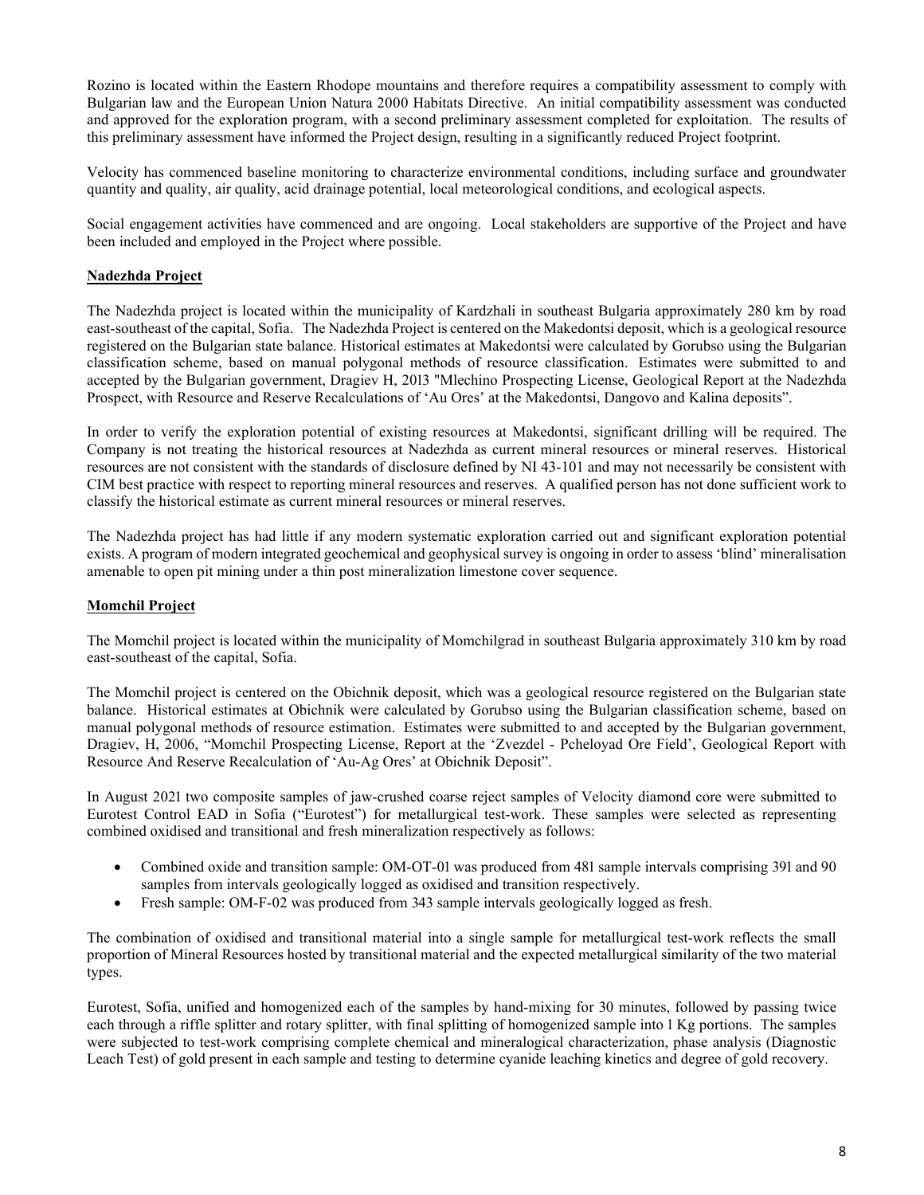Rozino is located within the Eastern Rhodope mountains and therefore requires a compatibility assessment to comply with Bulgarian law and the European Union Natura 2000 Habitats Directive. An initial compatibility assessment was conducted and approved for the exploration program, with a second preliminary assessment completed for exploitation. The results of this preliminary assessment have informed the Project design, resulting in a significantly reduced Project footprint.

Velocity has commenced baseline monitoring to characterize environmental conditions, including surface and groundwater quantity and quality, air quality, acid drainage potential, local meteorological conditions, and ecological aspects.

Social engagement activities have commenced and are ongoing. Local stakeholders are supportive of the Project and have been included and employed in the Project where possible.

## Nadezhda Project

The Nadezhda project is located within the municipality of Kardzhali in southeast Bulgaria approximately 280 km by road east-southeast of the capital, Sofia. The Nadezhda Project is centered on the Makedontsi deposit, which is a geological resource registered on the Bulgarian state balance. Historical estimates at Makedontsi were calculated by Gorubso using the Bulgarian classification scheme, based on manual polygonal methods of resource classification. Estimates were submitted to and accepted by the Bulgarian government, Dragiev H, 2013 "Mlechino Prospecting License, Geological Report at the Nadezhda Prospect, with Resource and Reserve Recalculations of 'Au Ores' at the Makedontsi, Dangovo and Kalina deposits".

In order to verify the exploration potential of existing resources at Makedontsi, significant drilling will be required. The Company is not treating the historical resources at Nadezhda as current mineral resources or mineral reserves. Historical resources are not consistent with the standards of disclosure defined by NI 43-101 and may not necessarily be consistent with CIM best practice with respect to reporting mineral resources and reserves. A qualified person has not done sufficient work to classify the historical estimate as current mineral resources or mineral reserves.

The Nadezhda project has had little if any modern systematic exploration carried out and significant exploration potential exists. A program of modern integrated geochemical and geophysical survey is ongoing in order to assess 'blind' mineralisation amenable to open pit mining under a thin post mineralization limestone cover sequence.

## Momchil Project

The Momchil project is located within the municipality of Momchilgrad in southeast Bulgaria approximately 310 km by road east-southeast of the capital, Sofia.

The Momchil project is centered on the Obichnik deposit, which was a geological resource registered on the Bulgarian state balance. Historical estimates at Obichnik were calculated by Gorubso using the Bulgarian classification scheme, based on manual polygonal methods of resource estimation. Estimates were submitted to and accepted by the Bulgarian government, Dragiev, H, 2006, "Momchil Prospecting License, Report at the 'Zvezdel - Pcheloyad Ore Field', Geological Report with Resource And Reserve Recalculation of 'Au-Ag Ores' at Obichnik Deposit".

In August 2021 two composite samples of jaw-crushed coarse reject samples of Velocity diamond core were submitted to Eurotest Control EAD in Sofia ("Eurotest") for metallurgical test-work. These samples were selected as representing combined oxidised and transitional and fresh mineralization respectively as follows:

- Combined oxide and transition sample: OM-OT-01 was produced from 481 sample intervals comprising 391 and 90 samples from intervals geologically logged as oxidised and transition respectively.
- Fresh sample: OM-F-02 was produced from 343 sample intervals geologically logged as fresh.

The combination of oxidised and transitional material into a single sample for metallurgical test-work reflects the small proportion of Mineral Resources hosted by transitional material and the expected metallurgical similarity of the two material types.

Eurotest, Sofia, unified and homogenized each of the samples by hand-mixing for 30 minutes, followed by passing twice each through a riffle splitter and rotary splitter, with final splitting of homogenized sample into 1 Kg portions. The samples were subjected to test-work comprising complete chemical and mineralogical characterization, phase analysis (Diagnostic Leach Test) of gold present in each sample and testing to determine cyanide leaching kinetics and degree of gold recovery.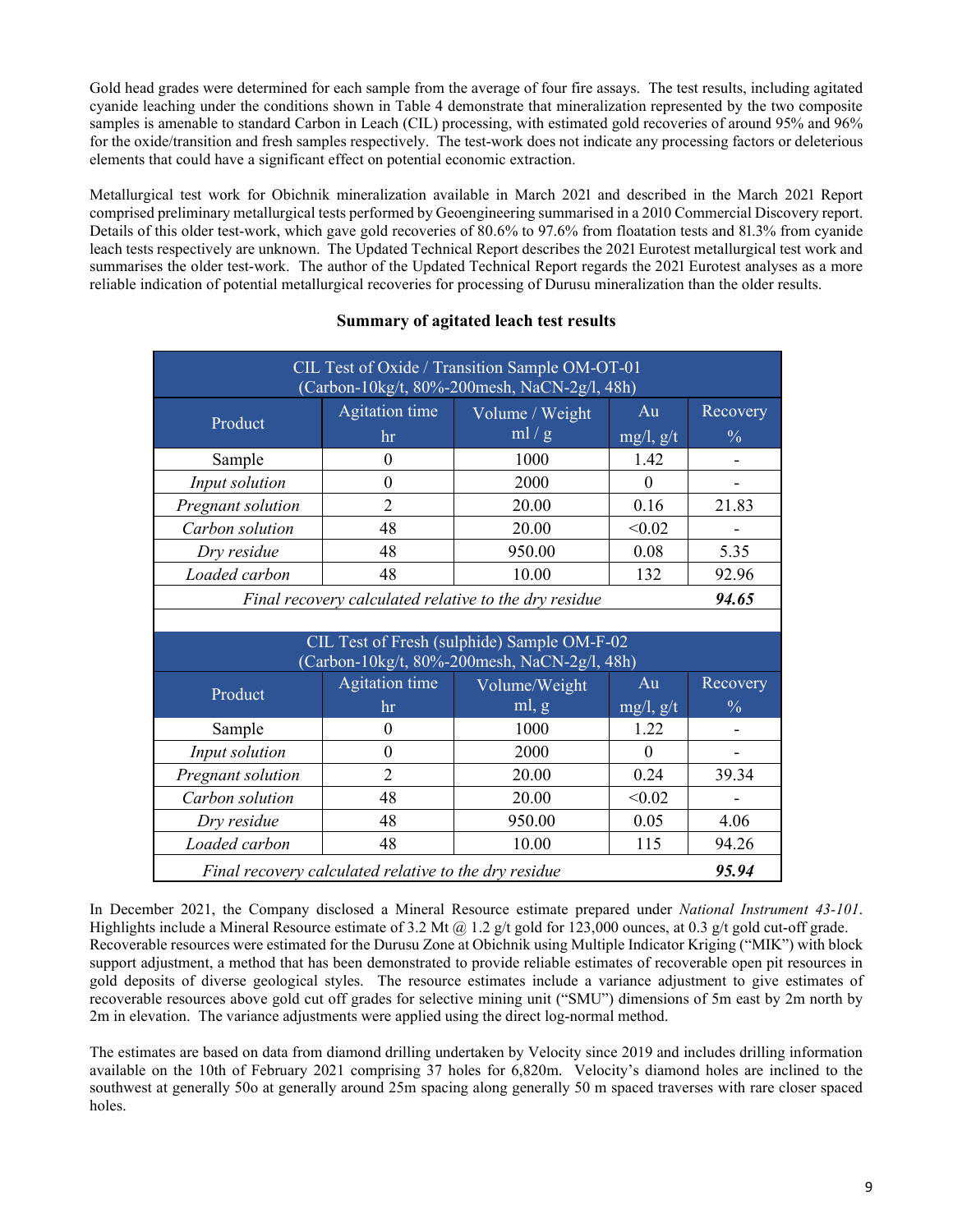Gold head grades were determined for each sample from the average of four fire assays. The test results, including agitated cyanide leaching under the conditions shown in Table 4 demonstrate that mineralization represented by the two composite samples is amenable to standard Carbon in Leach (CIL) processing, with estimated gold recoveries of around 95% and 96% for the oxide/transition and fresh samples respectively. The test-work does not indicate any processing factors or deleterious elements that could have a significant effect on potential economic extraction.

Metallurgical test work for Obichnik mineralization available in March 2021 and described in the March 2021 Report comprised preliminary metallurgical tests performed by Geoengineering summarised in a 2010 Commercial Discovery report. Details of this older test-work, which gave gold recoveries of 80.6% to 97.6% from floatation tests and 81.3% from cyanide leach tests respectively are unknown. The Updated Technical Report describes the 2021 Eurotest metallurgical test work and summarises the older test-work. The author of the Updated Technical Report regards the 2021 Eurotest analyses as a more reliable indication of potential metallurgical recoveries for processing of Durusu mineralization than the older results.

**Summary of agitated leach test results**

| CIL Test of Oxide / Transition Sample OM-OT-01 (Carbon-10kg/t, 80%-200mesh, NaCN-2g/l, 48h) | | | | |
|---|---|---|---|---|
| Product | Agitation time hr | Volume / Weight ml / g | Au mg/l, g/t | Recovery % |
| Sample | 0 | 1000 | 1.42 | - |
| *Input solution* | 0 | 2000 | 0 | - |
| *Pregnant solution* | 2 | 20.00 | 0.16 | 21.83 |
| *Carbon solution* | 48 | 20.00 | <0.02 | - |
| *Dry residue* | 48 | 950.00 | 0.08 | 5.35 |
| *Loaded carbon* | 48 | 10.00 | 132 | 92.96 |
| *Final recovery calculated relative to the dry residue* | | | | ***94.65*** |

| CIL Test of Fresh (sulphide) Sample OM-F-02 (Carbon-10kg/t, 80%-200mesh, NaCN-2g/l, 48h) | | | | |
|---|---|---|---|---|
| Product | Agitation time hr | Volume/Weight ml, g | Au mg/l, g/t | Recovery % |
| Sample | 0 | 1000 | 1.22 | - |
| *Input solution* | 0 | 2000 | 0 | - |
| *Pregnant solution* | 2 | 20.00 | 0.24 | 39.34 |
| *Carbon solution* | 48 | 20.00 | <0.02 | - |
| *Dry residue* | 48 | 950.00 | 0.05 | 4.06 |
| *Loaded carbon* | 48 | 10.00 | 115 | 94.26 |
| *Final recovery calculated relative to the dry residue* | | | | ***95.94*** |

In December 2021, the Company disclosed a Mineral Resource estimate prepared under *National Instrument 43-101*. Highlights include a Mineral Resource estimate of 3.2 Mt @ 1.2 g/t gold for 123,000 ounces, at 0.3 g/t gold cut-off grade. Recoverable resources were estimated for the Durusu Zone at Obichnik using Multiple Indicator Kriging ("MIK") with block support adjustment, a method that has been demonstrated to provide reliable estimates of recoverable open pit resources in gold deposits of diverse geological styles. The resource estimates include a variance adjustment to give estimates of recoverable resources above gold cut off grades for selective mining unit ("SMU") dimensions of 5m east by 2m north by 2m in elevation. The variance adjustments were applied using the direct log-normal method.

The estimates are based on data from diamond drilling undertaken by Velocity since 2019 and includes drilling information available on the 10th of February 2021 comprising 37 holes for 6,820m. Velocity's diamond holes are inclined to the southwest at generally 50o at generally around 25m spacing along generally 50 m spaced traverses with rare closer spaced holes.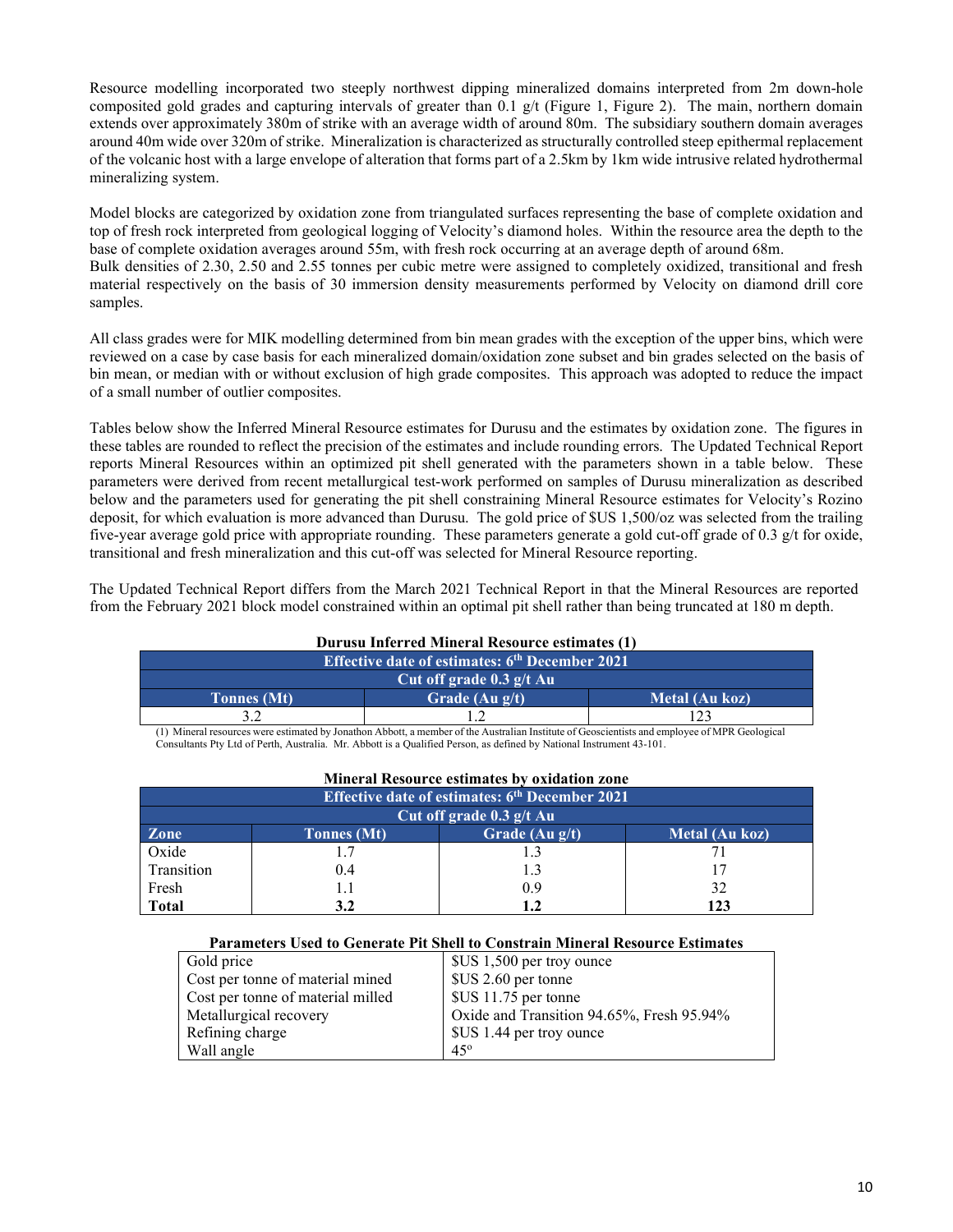Resource modelling incorporated two steeply northwest dipping mineralized domains interpreted from 2m down-hole composited gold grades and capturing intervals of greater than 0.1 g/t (Figure 1, Figure 2). The main, northern domain extends over approximately 380m of strike with an average width of around 80m. The subsidiary southern domain averages around 40m wide over 320m of strike. Mineralization is characterized as structurally controlled steep epithermal replacement of the volcanic host with a large envelope of alteration that forms part of a 2.5km by 1km wide intrusive related hydrothermal mineralizing system.

Model blocks are categorized by oxidation zone from triangulated surfaces representing the base of complete oxidation and top of fresh rock interpreted from geological logging of Velocity's diamond holes. Within the resource area the depth to the base of complete oxidation averages around 55m, with fresh rock occurring at an average depth of around 68m.
Bulk densities of 2.30, 2.50 and 2.55 tonnes per cubic metre were assigned to completely oxidized, transitional and fresh material respectively on the basis of 30 immersion density measurements performed by Velocity on diamond drill core samples.

All class grades were for MIK modelling determined from bin mean grades with the exception of the upper bins, which were reviewed on a case by case basis for each mineralized domain/oxidation zone subset and bin grades selected on the basis of bin mean, or median with or without exclusion of high grade composites. This approach was adopted to reduce the impact of a small number of outlier composites.

Tables below show the Inferred Mineral Resource estimates for Durusu and the estimates by oxidation zone. The figures in these tables are rounded to reflect the precision of the estimates and include rounding errors. The Updated Technical Report reports Mineral Resources within an optimized pit shell generated with the parameters shown in a table below. These parameters were derived from recent metallurgical test-work performed on samples of Durusu mineralization as described below and the parameters used for generating the pit shell constraining Mineral Resource estimates for Velocity's Rozino deposit, for which evaluation is more advanced than Durusu. The gold price of $US 1,500/oz was selected from the trailing five-year average gold price with appropriate rounding. These parameters generate a gold cut-off grade of 0.3 g/t for oxide, transitional and fresh mineralization and this cut-off was selected for Mineral Resource reporting.

The Updated Technical Report differs from the March 2021 Technical Report in that the Mineral Resources are reported from the February 2021 block model constrained within an optimal pit shell rather than being truncated at 180 m depth.

**Durusu Inferred Mineral Resource estimates (1)**

| Effective date of estimates: 6th December 2021 | | |
|---|---|---|
| Cut off grade 0.3 g/t Au | | |
| **Tonnes (Mt)** | **Grade (Au g/t)** | **Metal (Au koz)** |
| 3.2 | 1.2 | 123 |

(1) Mineral resources were estimated by Jonathon Abbott, a member of the Australian Institute of Geoscientists and employee of MPR Geological Consultants Pty Ltd of Perth, Australia. Mr. Abbott is a Qualified Person, as defined by National Instrument 43-101.

**Mineral Resource estimates by oxidation zone**

| Effective date of estimates: 6th December 2021 | | | |
|---|---|---|---|
| Cut off grade 0.3 g/t Au | | | |
| **Zone** | **Tonnes (Mt)** | **Grade (Au g/t)** | **Metal (Au koz)** |
| Oxide | 1.7 | 1.3 | 71 |
| Transition | 0.4 | 1.3 | 17 |
| Fresh | 1.1 | 0.9 | 32 |
| **Total** | **3.2** | **1.2** | **123** |

**Parameters Used to Generate Pit Shell to Constrain Mineral Resource Estimates**

| Parameter | Value |
|---|---|
| Gold price | $US 1,500 per troy ounce |
| Cost per tonne of material mined | $US 2.60 per tonne |
| Cost per tonne of material milled | $US 11.75 per tonne |
| Metallurgical recovery | Oxide and Transition 94.65%, Fresh 95.94% |
| Refining charge | $US 1.44 per troy ounce |
| Wall angle | 45° |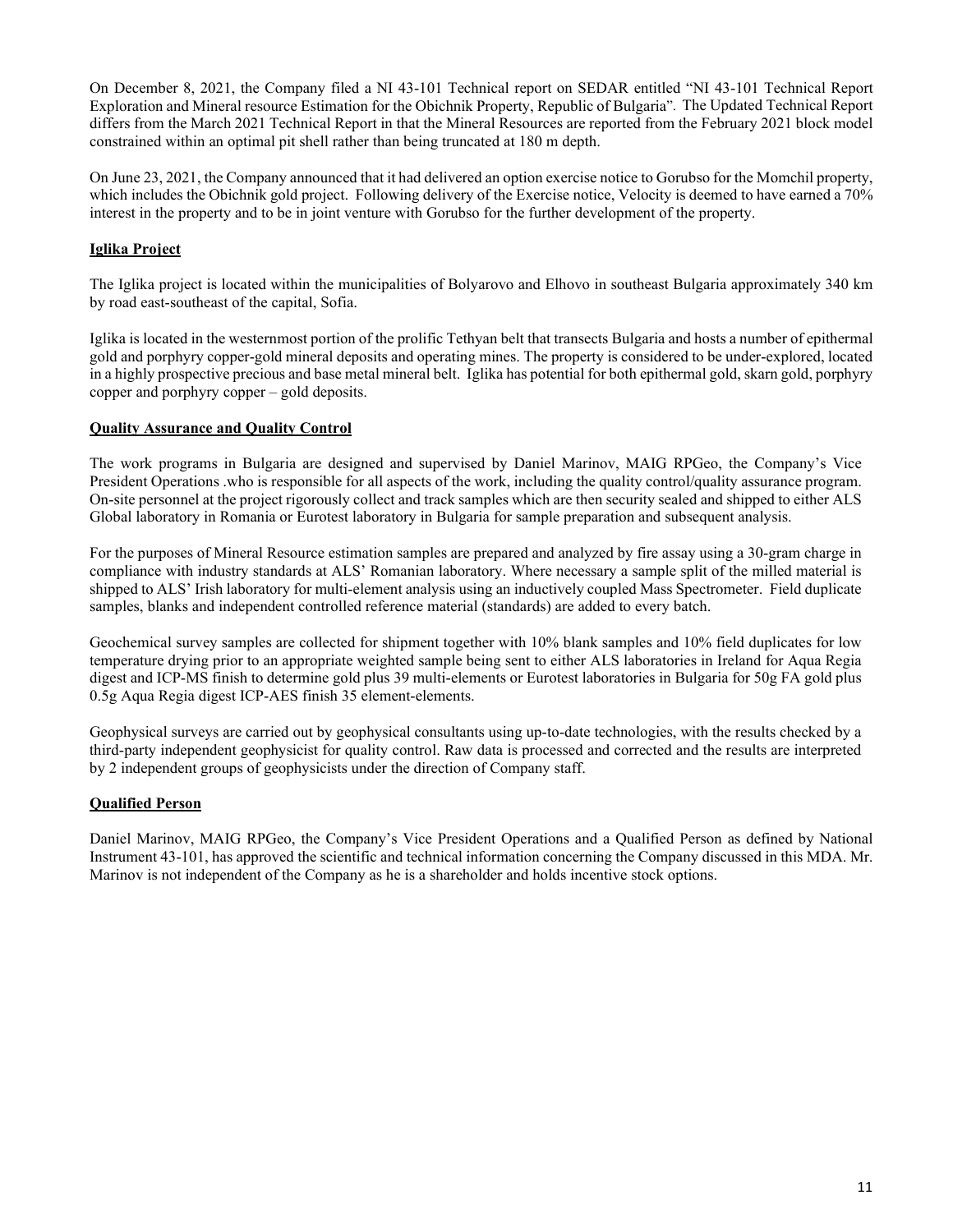On December 8, 2021, the Company filed a NI 43-101 Technical report on SEDAR entitled "NI 43-101 Technical Report Exploration and Mineral resource Estimation for the Obichnik Property, Republic of Bulgaria". The Updated Technical Report differs from the March 2021 Technical Report in that the Mineral Resources are reported from the February 2021 block model constrained within an optimal pit shell rather than being truncated at 180 m depth.

On June 23, 2021, the Company announced that it had delivered an option exercise notice to Gorubso for the Momchil property, which includes the Obichnik gold project. Following delivery of the Exercise notice, Velocity is deemed to have earned a 70% interest in the property and to be in joint venture with Gorubso for the further development of the property.

## Iglika Project

The Iglika project is located within the municipalities of Bolyarovo and Elhovo in southeast Bulgaria approximately 340 km by road east-southeast of the capital, Sofia.

Iglika is located in the westernmost portion of the prolific Tethyan belt that transects Bulgaria and hosts a number of epithermal gold and porphyry copper-gold mineral deposits and operating mines. The property is considered to be under-explored, located in a highly prospective precious and base metal mineral belt. Iglika has potential for both epithermal gold, skarn gold, porphyry copper and porphyry copper – gold deposits.

## Quality Assurance and Quality Control

The work programs in Bulgaria are designed and supervised by Daniel Marinov, MAIG RPGeo, the Company's Vice President Operations .who is responsible for all aspects of the work, including the quality control/quality assurance program. On-site personnel at the project rigorously collect and track samples which are then security sealed and shipped to either ALS Global laboratory in Romania or Eurotest laboratory in Bulgaria for sample preparation and subsequent analysis.

For the purposes of Mineral Resource estimation samples are prepared and analyzed by fire assay using a 30-gram charge in compliance with industry standards at ALS' Romanian laboratory. Where necessary a sample split of the milled material is shipped to ALS' Irish laboratory for multi-element analysis using an inductively coupled Mass Spectrometer. Field duplicate samples, blanks and independent controlled reference material (standards) are added to every batch.

Geochemical survey samples are collected for shipment together with 10% blank samples and 10% field duplicates for low temperature drying prior to an appropriate weighted sample being sent to either ALS laboratories in Ireland for Aqua Regia digest and ICP-MS finish to determine gold plus 39 multi-elements or Eurotest laboratories in Bulgaria for 50g FA gold plus 0.5g Aqua Regia digest ICP-AES finish 35 element-elements.

Geophysical surveys are carried out by geophysical consultants using up-to-date technologies, with the results checked by a third-party independent geophysicist for quality control. Raw data is processed and corrected and the results are interpreted by 2 independent groups of geophysicists under the direction of Company staff.

## Qualified Person

Daniel Marinov, MAIG RPGeo, the Company's Vice President Operations and a Qualified Person as defined by National Instrument 43-101, has approved the scientific and technical information concerning the Company discussed in this MDA. Mr. Marinov is not independent of the Company as he is a shareholder and holds incentive stock options.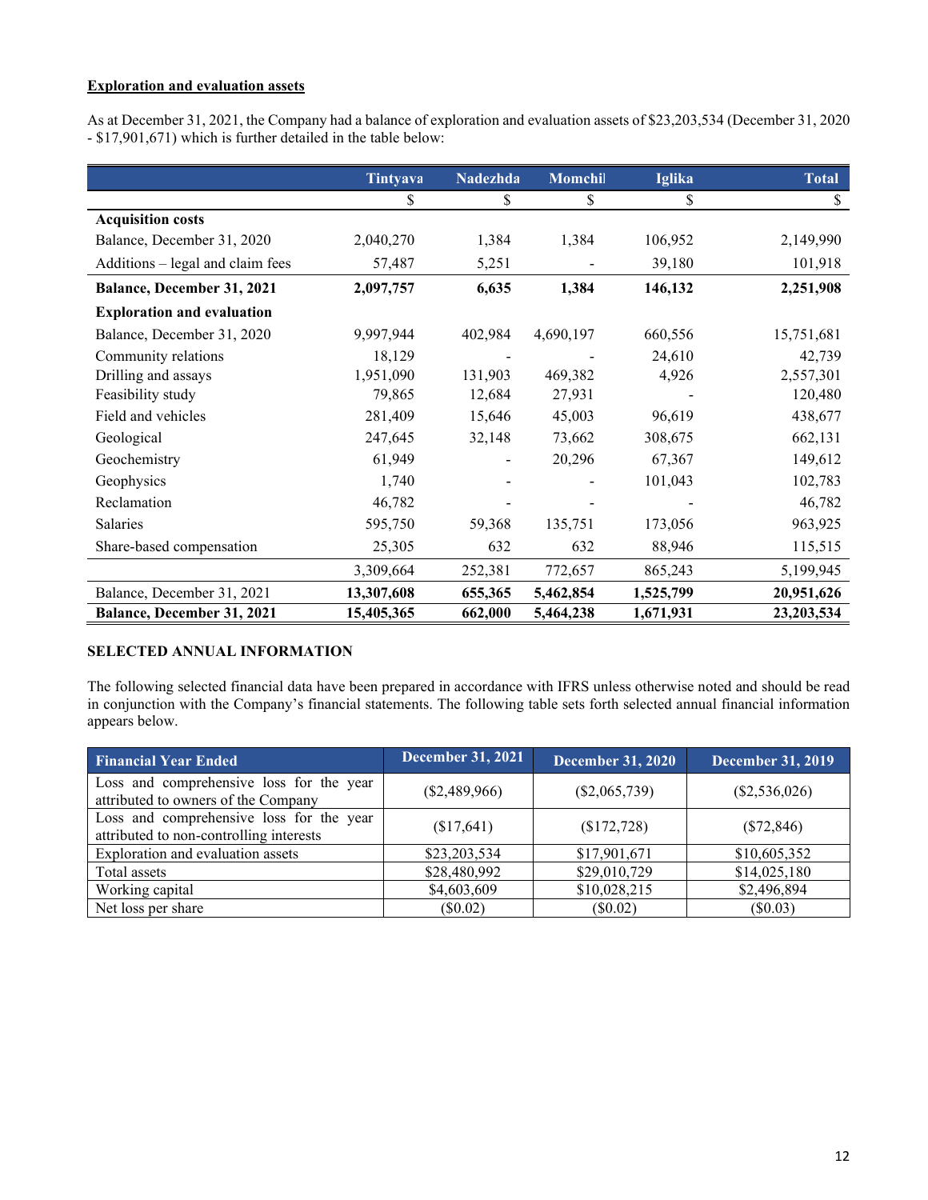**Exploration and evaluation assets**

As at December 31, 2021, the Company had a balance of exploration and evaluation assets of $23,203,534 (December 31, 2020 - $17,901,671) which is further detailed in the table below:

| | Tintyava | Nadezhda | Momchil | Iglika | Total |
|---|---|---|---|---|---|
| | $ | $ | $ | $ | $ |
| **Acquisition costs** | | | | | |
| Balance, December 31, 2020 | 2,040,270 | 1,384 | 1,384 | 106,952 | 2,149,990 |
| Additions – legal and claim fees | 57,487 | 5,251 | - | 39,180 | 101,918 |
| **Balance, December 31, 2021** | **2,097,757** | **6,635** | **1,384** | **146,132** | **2,251,908** |
| **Exploration and evaluation** | | | | | |
| Balance, December 31, 2020 | 9,997,944 | 402,984 | 4,690,197 | 660,556 | 15,751,681 |
| Community relations | 18,129 | - | - | 24,610 | 42,739 |
| Drilling and assays | 1,951,090 | 131,903 | 469,382 | 4,926 | 2,557,301 |
| Feasibility study | 79,865 | 12,684 | 27,931 | - | 120,480 |
| Field and vehicles | 281,409 | 15,646 | 45,003 | 96,619 | 438,677 |
| Geological | 247,645 | 32,148 | 73,662 | 308,675 | 662,131 |
| Geochemistry | 61,949 | - | 20,296 | 67,367 | 149,612 |
| Geophysics | 1,740 | - | - | 101,043 | 102,783 |
| Reclamation | 46,782 | - | - | - | 46,782 |
| Salaries | 595,750 | 59,368 | 135,751 | 173,056 | 963,925 |
| Share-based compensation | 25,305 | 632 | 632 | 88,946 | 115,515 |
| | 3,309,664 | 252,381 | 772,657 | 865,243 | 5,199,945 |
| Balance, December 31, 2021 | **13,307,608** | **655,365** | **5,462,854** | **1,525,799** | **20,951,626** |
| **Balance, December 31, 2021** | **15,405,365** | **662,000** | **5,464,238** | **1,671,931** | **23,203,534** |

**SELECTED ANNUAL INFORMATION**

The following selected financial data have been prepared in accordance with IFRS unless otherwise noted and should be read in conjunction with the Company's financial statements. The following table sets forth selected annual financial information appears below.

| Financial Year Ended | December 31, 2021 | December 31, 2020 | December 31, 2019 |
|---|---|---|---|
| Loss and comprehensive loss for the year attributed to owners of the Company | ($2,489,966) | ($2,065,739) | ($2,536,026) |
| Loss and comprehensive loss for the year attributed to non-controlling interests | ($17,641) | ($172,728) | ($72,846) |
| Exploration and evaluation assets | $23,203,534 | $17,901,671 | $10,605,352 |
| Total assets | $28,480,992 | $29,010,729 | $14,025,180 |
| Working capital | $4,603,609 | $10,028,215 | $2,496,894 |
| Net loss per share | ($0.02) | ($0.02) | ($0.03) |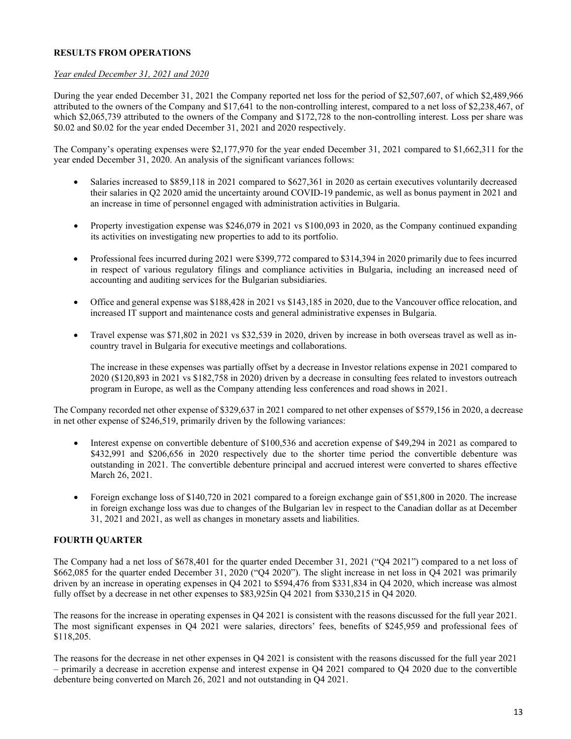## RESULTS FROM OPERATIONS

*Year ended December 31, 2021 and 2020*

During the year ended December 31, 2021 the Company reported net loss for the period of $2,507,607, of which $2,489,966 attributed to the owners of the Company and $17,641 to the non-controlling interest, compared to a net loss of $2,238,467, of which $2,065,739 attributed to the owners of the Company and $172,728 to the non-controlling interest. Loss per share was $0.02 and $0.02 for the year ended December 31, 2021 and 2020 respectively.

The Company's operating expenses were $2,177,970 for the year ended December 31, 2021 compared to $1,662,311 for the year ended December 31, 2020. An analysis of the significant variances follows:

- Salaries increased to $859,118 in 2021 compared to $627,361 in 2020 as certain executives voluntarily decreased their salaries in Q2 2020 amid the uncertainty around COVID-19 pandemic, as well as bonus payment in 2021 and an increase in time of personnel engaged with administration activities in Bulgaria.

- Property investigation expense was $246,079 in 2021 vs $100,093 in 2020, as the Company continued expanding its activities on investigating new properties to add to its portfolio.

- Professional fees incurred during 2021 were $399,772 compared to $314,394 in 2020 primarily due to fees incurred in respect of various regulatory filings and compliance activities in Bulgaria, including an increased need of accounting and auditing services for the Bulgarian subsidiaries.

- Office and general expense was $188,428 in 2021 vs $143,185 in 2020, due to the Vancouver office relocation, and increased IT support and maintenance costs and general administrative expenses in Bulgaria.

- Travel expense was $71,802 in 2021 vs $32,539 in 2020, driven by increase in both overseas travel as well as in-country travel in Bulgaria for executive meetings and collaborations.

  The increase in these expenses was partially offset by a decrease in Investor relations expense in 2021 compared to 2020 ($120,893 in 2021 vs $182,758 in 2020) driven by a decrease in consulting fees related to investors outreach program in Europe, as well as the Company attending less conferences and road shows in 2021.

The Company recorded net other expense of $329,637 in 2021 compared to net other expenses of $579,156 in 2020, a decrease in net other expense of $246,519, primarily driven by the following variances:

- Interest expense on convertible debenture of $100,536 and accretion expense of $49,294 in 2021 as compared to $432,991 and $206,656 in 2020 respectively due to the shorter time period the convertible debenture was outstanding in 2021. The convertible debenture principal and accrued interest were converted to shares effective March 26, 2021.

- Foreign exchange loss of $140,720 in 2021 compared to a foreign exchange gain of $51,800 in 2020. The increase in foreign exchange loss was due to changes of the Bulgarian lev in respect to the Canadian dollar as at December 31, 2021 and 2021, as well as changes in monetary assets and liabilities.

## FOURTH QUARTER

The Company had a net loss of $678,401 for the quarter ended December 31, 2021 ("Q4 2021") compared to a net loss of $662,085 for the quarter ended December 31, 2020 ("Q4 2020"). The slight increase in net loss in Q4 2021 was primarily driven by an increase in operating expenses in Q4 2021 to $594,476 from $331,834 in Q4 2020, which increase was almost fully offset by a decrease in net other expenses to $83,925in Q4 2021 from $330,215 in Q4 2020.

The reasons for the increase in operating expenses in Q4 2021 is consistent with the reasons discussed for the full year 2021. The most significant expenses in Q4 2021 were salaries, directors' fees, benefits of $245,959 and professional fees of $118,205.

The reasons for the decrease in net other expenses in Q4 2021 is consistent with the reasons discussed for the full year 2021 – primarily a decrease in accretion expense and interest expense in Q4 2021 compared to Q4 2020 due to the convertible debenture being converted on March 26, 2021 and not outstanding in Q4 2021.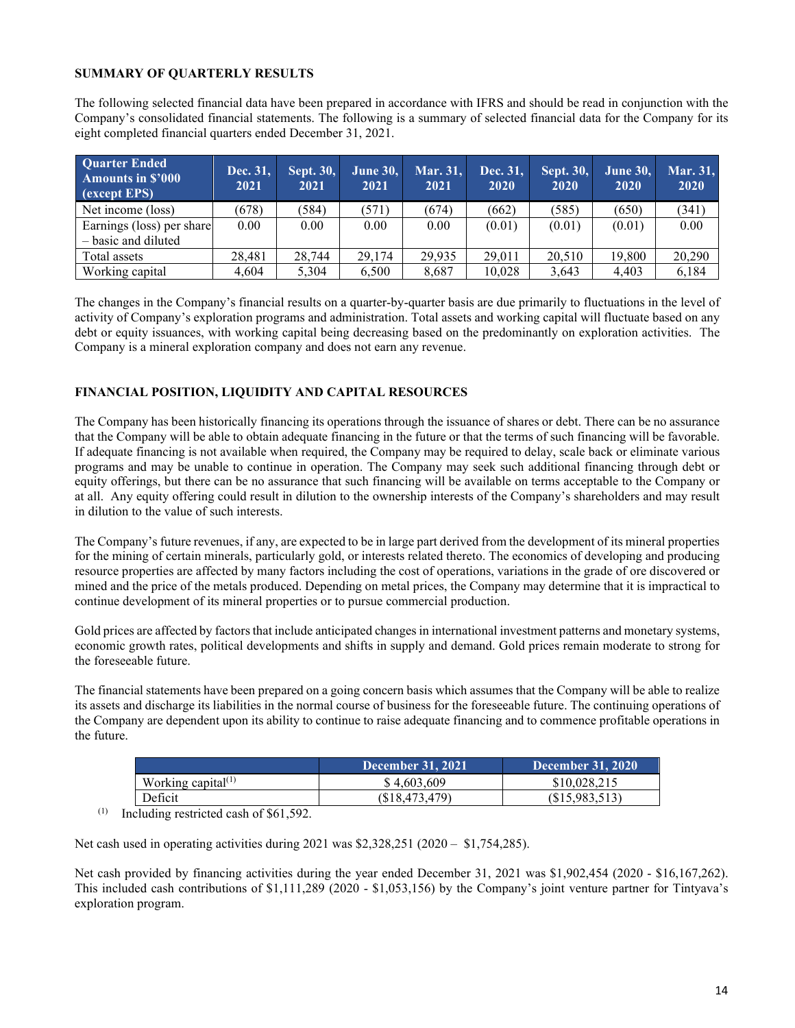## SUMMARY OF QUARTERLY RESULTS

The following selected financial data have been prepared in accordance with IFRS and should be read in conjunction with the Company's consolidated financial statements. The following is a summary of selected financial data for the Company for its eight completed financial quarters ended December 31, 2021.

| Quarter Ended Amounts in $'000 (except EPS) | Dec. 31, 2021 | Sept. 30, 2021 | June 30, 2021 | Mar. 31, 2021 | Dec. 31, 2020 | Sept. 30, 2020 | June 30, 2020 | Mar. 31, 2020 |
|---|---|---|---|---|---|---|---|---|
| Net income (loss) | (678) | (584) | (571) | (674) | (662) | (585) | (650) | (341) |
| Earnings (loss) per share – basic and diluted | 0.00 | 0.00 | 0.00 | 0.00 | (0.01) | (0.01) | (0.01) | 0.00 |
| Total assets | 28,481 | 28,744 | 29,174 | 29,935 | 29,011 | 20,510 | 19,800 | 20,290 |
| Working capital | 4,604 | 5,304 | 6,500 | 8,687 | 10,028 | 3,643 | 4,403 | 6,184 |

The changes in the Company's financial results on a quarter-by-quarter basis are due primarily to fluctuations in the level of activity of Company's exploration programs and administration. Total assets and working capital will fluctuate based on any debt or equity issuances, with working capital being decreasing based on the predominantly on exploration activities. The Company is a mineral exploration company and does not earn any revenue.

## FINANCIAL POSITION, LIQUIDITY AND CAPITAL RESOURCES

The Company has been historically financing its operations through the issuance of shares or debt. There can be no assurance that the Company will be able to obtain adequate financing in the future or that the terms of such financing will be favorable. If adequate financing is not available when required, the Company may be required to delay, scale back or eliminate various programs and may be unable to continue in operation. The Company may seek such additional financing through debt or equity offerings, but there can be no assurance that such financing will be available on terms acceptable to the Company or at all. Any equity offering could result in dilution to the ownership interests of the Company's shareholders and may result in dilution to the value of such interests.

The Company's future revenues, if any, are expected to be in large part derived from the development of its mineral properties for the mining of certain minerals, particularly gold, or interests related thereto. The economics of developing and producing resource properties are affected by many factors including the cost of operations, variations in the grade of ore discovered or mined and the price of the metals produced. Depending on metal prices, the Company may determine that it is impractical to continue development of its mineral properties or to pursue commercial production.

Gold prices are affected by factors that include anticipated changes in international investment patterns and monetary systems, economic growth rates, political developments and shifts in supply and demand. Gold prices remain moderate to strong for the foreseeable future.

The financial statements have been prepared on a going concern basis which assumes that the Company will be able to realize its assets and discharge its liabilities in the normal course of business for the foreseeable future. The continuing operations of the Company are dependent upon its ability to continue to raise adequate financing and to commence profitable operations in the future.

| | December 31, 2021 | December 31, 2020 |
|---|---|---|
| Working capital[(1)] | $ 4,603,609 | $10,028,215 |
| Deficit | ($18,473,479) | ($15,983,513) |

(1) Including restricted cash of $61,592.

Net cash used in operating activities during 2021 was $2,328,251 (2020 – $1,754,285).

Net cash provided by financing activities during the year ended December 31, 2021 was $1,902,454 (2020 - $16,167,262). This included cash contributions of $1,111,289 (2020 - $1,053,156) by the Company's joint venture partner for Tintyava's exploration program.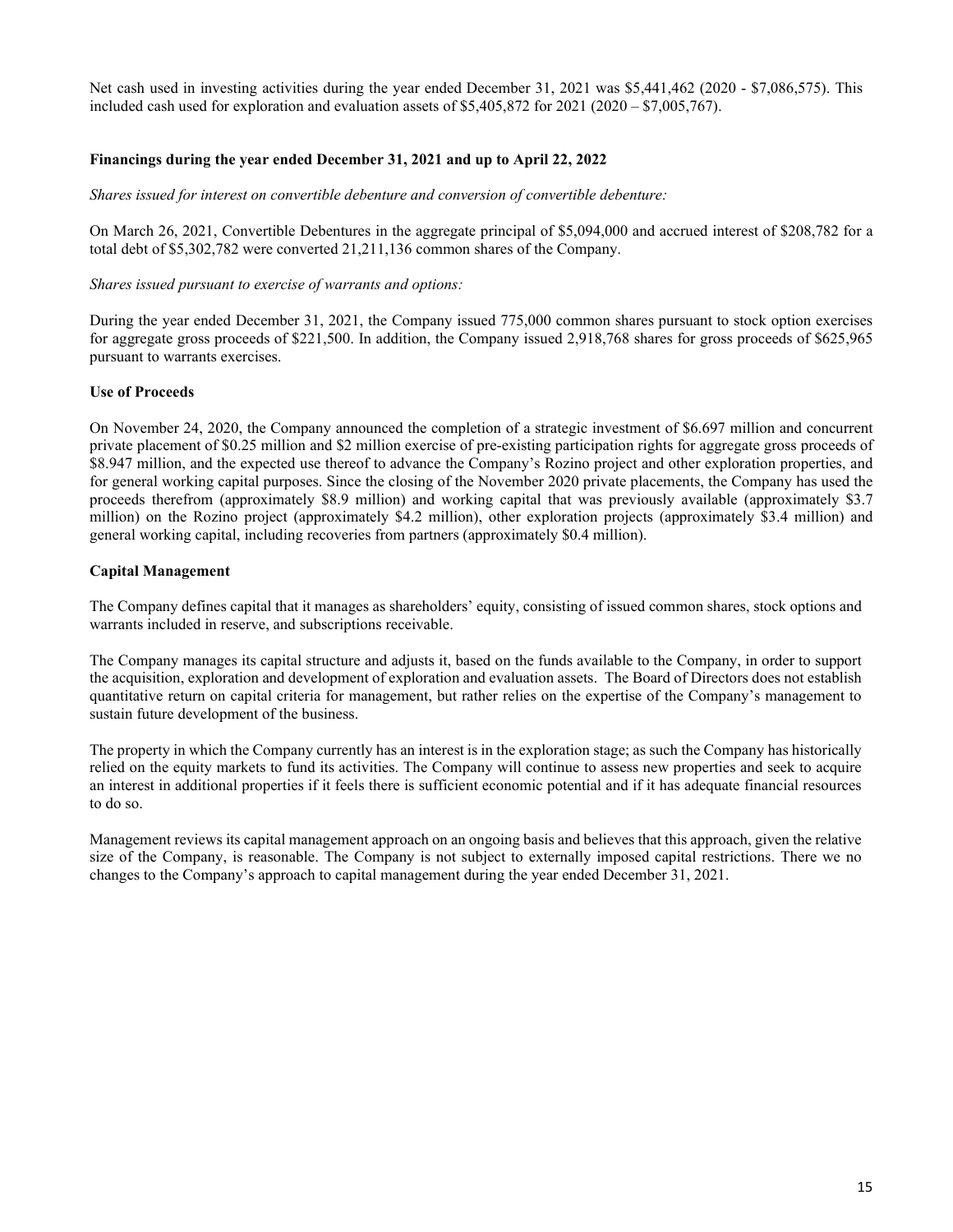Net cash used in investing activities during the year ended December 31, 2021 was $5,441,462 (2020 - $7,086,575). This included cash used for exploration and evaluation assets of $5,405,872 for 2021 (2020 – $7,005,767).

**Financings during the year ended December 31, 2021 and up to April 22, 2022**

*Shares issued for interest on convertible debenture and conversion of convertible debenture:*

On March 26, 2021, Convertible Debentures in the aggregate principal of $5,094,000 and accrued interest of $208,782 for a total debt of $5,302,782 were converted 21,211,136 common shares of the Company.

*Shares issued pursuant to exercise of warrants and options:*

During the year ended December 31, 2021, the Company issued 775,000 common shares pursuant to stock option exercises for aggregate gross proceeds of $221,500. In addition, the Company issued 2,918,768 shares for gross proceeds of $625,965 pursuant to warrants exercises.

**Use of Proceeds**

On November 24, 2020, the Company announced the completion of a strategic investment of $6.697 million and concurrent private placement of $0.25 million and $2 million exercise of pre-existing participation rights for aggregate gross proceeds of $8.947 million, and the expected use thereof to advance the Company's Rozino project and other exploration properties, and for general working capital purposes. Since the closing of the November 2020 private placements, the Company has used the proceeds therefrom (approximately $8.9 million) and working capital that was previously available (approximately $3.7 million) on the Rozino project (approximately $4.2 million), other exploration projects (approximately $3.4 million) and general working capital, including recoveries from partners (approximately $0.4 million).

**Capital Management**

The Company defines capital that it manages as shareholders' equity, consisting of issued common shares, stock options and warrants included in reserve, and subscriptions receivable.

The Company manages its capital structure and adjusts it, based on the funds available to the Company, in order to support the acquisition, exploration and development of exploration and evaluation assets. The Board of Directors does not establish quantitative return on capital criteria for management, but rather relies on the expertise of the Company's management to sustain future development of the business.

The property in which the Company currently has an interest is in the exploration stage; as such the Company has historically relied on the equity markets to fund its activities. The Company will continue to assess new properties and seek to acquire an interest in additional properties if it feels there is sufficient economic potential and if it has adequate financial resources to do so.

Management reviews its capital management approach on an ongoing basis and believes that this approach, given the relative size of the Company, is reasonable. The Company is not subject to externally imposed capital restrictions. There we no changes to the Company's approach to capital management during the year ended December 31, 2021.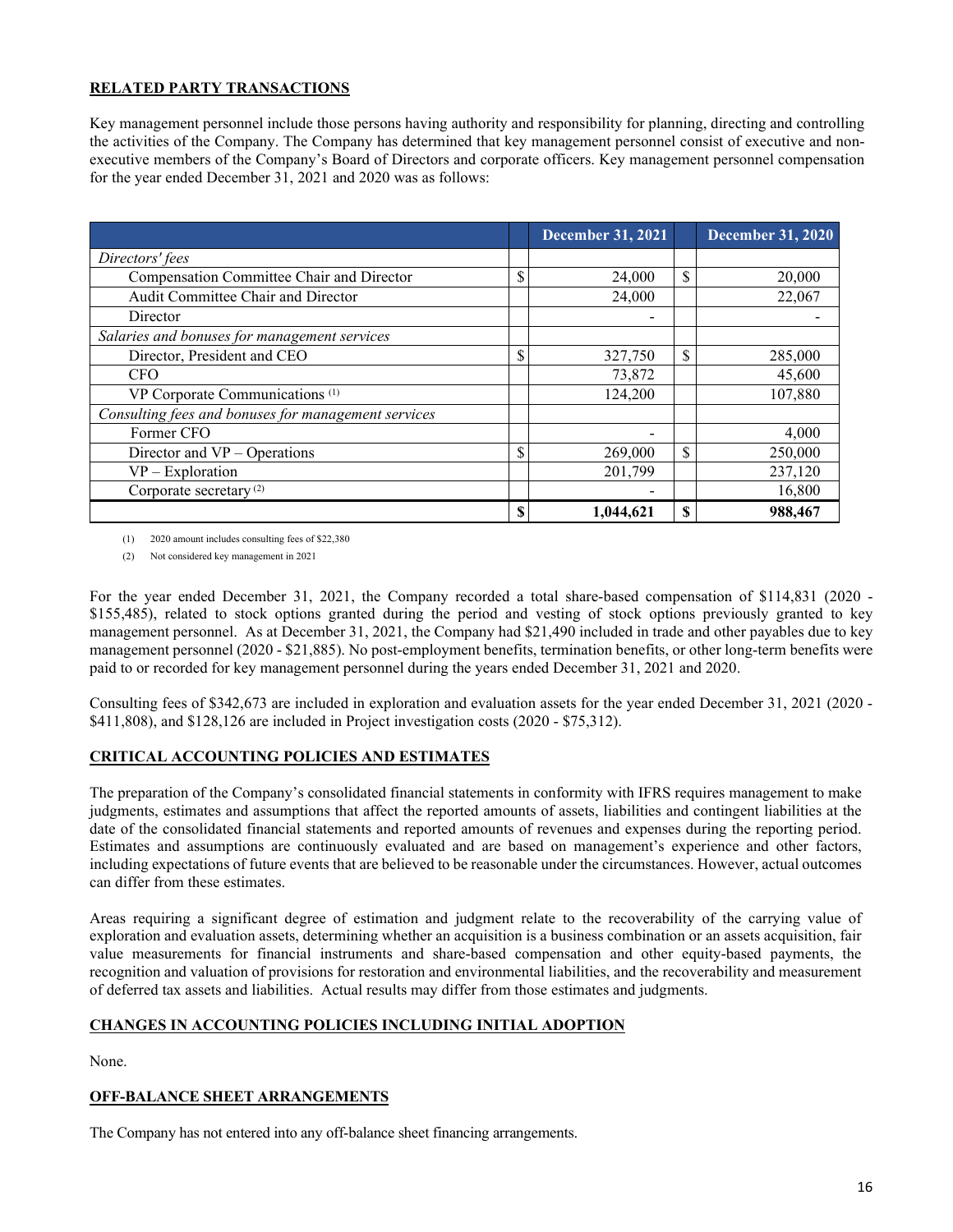## RELATED PARTY TRANSACTIONS

Key management personnel include those persons having authority and responsibility for planning, directing and controlling the activities of the Company. The Company has determined that key management personnel consist of executive and non-executive members of the Company's Board of Directors and corporate officers. Key management personnel compensation for the year ended December 31, 2021 and 2020 was as follows:

| | | December 31, 2021 | | December 31, 2020 |
|---|---|---|---|---|
| *Directors' fees* | | | | |
| Compensation Committee Chair and Director | $ | 24,000 | $ | 20,000 |
| Audit Committee Chair and Director | | 24,000 | | 22,067 |
| Director | | - | | - |
| *Salaries and bonuses for management services* | | | | |
| Director, President and CEO | $ | 327,750 | $ | 285,000 |
| CFO | | 73,872 | | 45,600 |
| VP Corporate Communications (1) | | 124,200 | | 107,880 |
| *Consulting fees and bonuses for management services* | | | | |
| Former CFO | | - | | 4,000 |
| Director and VP – Operations | $ | 269,000 | $ | 250,000 |
| VP – Exploration | | 201,799 | | 237,120 |
| Corporate secretary (2) | | - | | 16,800 |
| | **$** | **1,044,621** | **$** | **988,467** |

(1) 2020 amount includes consulting fees of $22,380

(2) Not considered key management in 2021

For the year ended December 31, 2021, the Company recorded a total share-based compensation of $114,831 (2020 - $155,485), related to stock options granted during the period and vesting of stock options previously granted to key management personnel. As at December 31, 2021, the Company had $21,490 included in trade and other payables due to key management personnel (2020 - $21,885). No post-employment benefits, termination benefits, or other long-term benefits were paid to or recorded for key management personnel during the years ended December 31, 2021 and 2020.

Consulting fees of $342,673 are included in exploration and evaluation assets for the year ended December 31, 2021 (2020 - $411,808), and $128,126 are included in Project investigation costs (2020 - $75,312).

## CRITICAL ACCOUNTING POLICIES AND ESTIMATES

The preparation of the Company's consolidated financial statements in conformity with IFRS requires management to make judgments, estimates and assumptions that affect the reported amounts of assets, liabilities and contingent liabilities at the date of the consolidated financial statements and reported amounts of revenues and expenses during the reporting period. Estimates and assumptions are continuously evaluated and are based on management's experience and other factors, including expectations of future events that are believed to be reasonable under the circumstances. However, actual outcomes can differ from these estimates.

Areas requiring a significant degree of estimation and judgment relate to the recoverability of the carrying value of exploration and evaluation assets, determining whether an acquisition is a business combination or an assets acquisition, fair value measurements for financial instruments and share-based compensation and other equity-based payments, the recognition and valuation of provisions for restoration and environmental liabilities, and the recoverability and measurement of deferred tax assets and liabilities. Actual results may differ from those estimates and judgments.

## CHANGES IN ACCOUNTING POLICIES INCLUDING INITIAL ADOPTION

None.

## OFF-BALANCE SHEET ARRANGEMENTS

The Company has not entered into any off-balance sheet financing arrangements.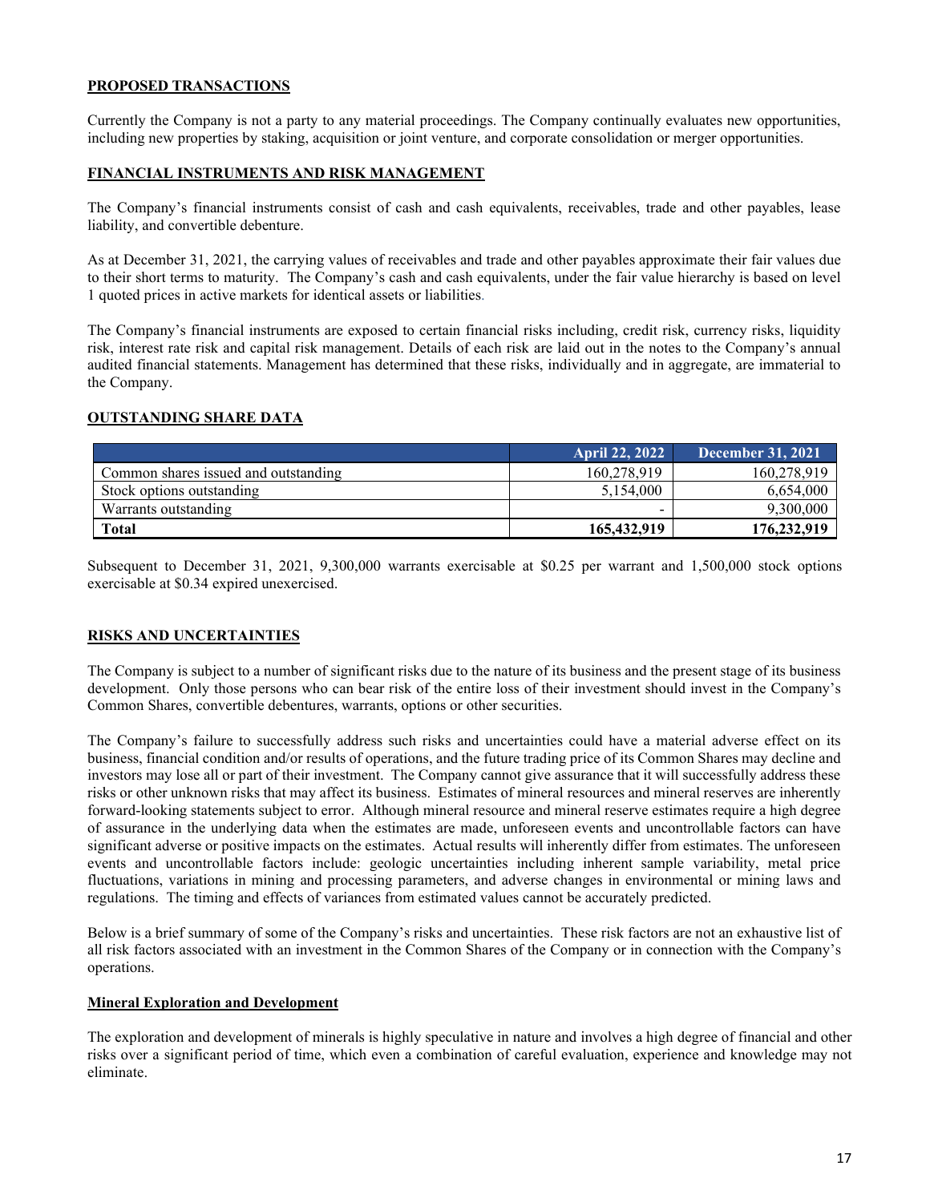## PROPOSED TRANSACTIONS

Currently the Company is not a party to any material proceedings. The Company continually evaluates new opportunities, including new properties by staking, acquisition or joint venture, and corporate consolidation or merger opportunities.

## FINANCIAL INSTRUMENTS AND RISK MANAGEMENT

The Company's financial instruments consist of cash and cash equivalents, receivables, trade and other payables, lease liability, and convertible debenture.

As at December 31, 2021, the carrying values of receivables and trade and other payables approximate their fair values due to their short terms to maturity. The Company's cash and cash equivalents, under the fair value hierarchy is based on level 1 quoted prices in active markets for identical assets or liabilities.

The Company's financial instruments are exposed to certain financial risks including, credit risk, currency risks, liquidity risk, interest rate risk and capital risk management. Details of each risk are laid out in the notes to the Company's annual audited financial statements. Management has determined that these risks, individually and in aggregate, are immaterial to the Company.

## OUTSTANDING SHARE DATA

| | April 22, 2022 | December 31, 2021 |
|---|---|---|
| Common shares issued and outstanding | 160,278,919 | 160,278,919 |
| Stock options outstanding | 5,154,000 | 6,654,000 |
| Warrants outstanding | - | 9,300,000 |
| **Total** | **165,432,919** | **176,232,919** |

Subsequent to December 31, 2021, 9,300,000 warrants exercisable at $0.25 per warrant and 1,500,000 stock options exercisable at $0.34 expired unexercised.

## RISKS AND UNCERTAINTIES

The Company is subject to a number of significant risks due to the nature of its business and the present stage of its business development. Only those persons who can bear risk of the entire loss of their investment should invest in the Company's Common Shares, convertible debentures, warrants, options or other securities.

The Company's failure to successfully address such risks and uncertainties could have a material adverse effect on its business, financial condition and/or results of operations, and the future trading price of its Common Shares may decline and investors may lose all or part of their investment. The Company cannot give assurance that it will successfully address these risks or other unknown risks that may affect its business. Estimates of mineral resources and mineral reserves are inherently forward-looking statements subject to error. Although mineral resource and mineral reserve estimates require a high degree of assurance in the underlying data when the estimates are made, unforeseen events and uncontrollable factors can have significant adverse or positive impacts on the estimates. Actual results will inherently differ from estimates. The unforeseen events and uncontrollable factors include: geologic uncertainties including inherent sample variability, metal price fluctuations, variations in mining and processing parameters, and adverse changes in environmental or mining laws and regulations. The timing and effects of variances from estimated values cannot be accurately predicted.

Below is a brief summary of some of the Company's risks and uncertainties. These risk factors are not an exhaustive list of all risk factors associated with an investment in the Common Shares of the Company or in connection with the Company's operations.

### Mineral Exploration and Development

The exploration and development of minerals is highly speculative in nature and involves a high degree of financial and other risks over a significant period of time, which even a combination of careful evaluation, experience and knowledge may not eliminate.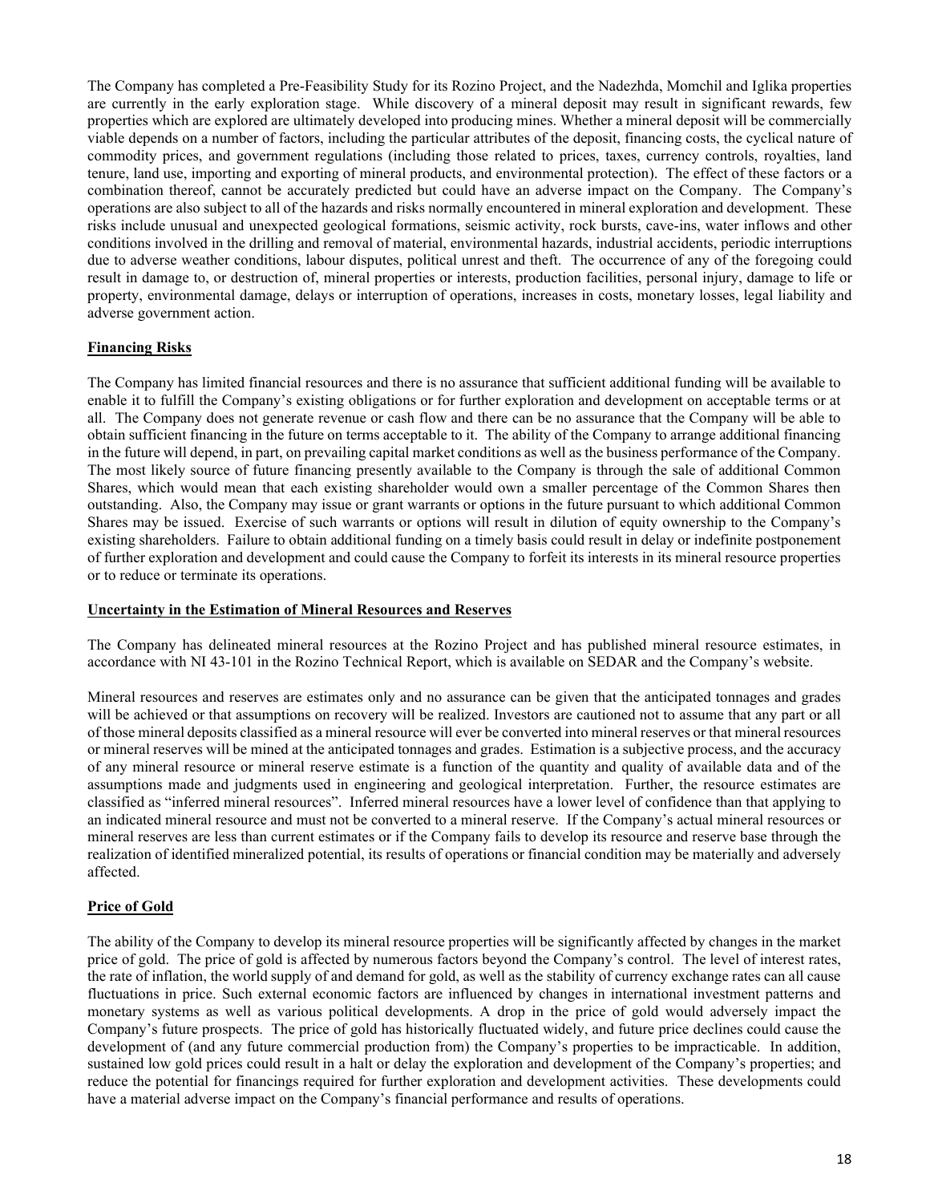The Company has completed a Pre-Feasibility Study for its Rozino Project, and the Nadezhda, Momchil and Iglika properties are currently in the early exploration stage. While discovery of a mineral deposit may result in significant rewards, few properties which are explored are ultimately developed into producing mines. Whether a mineral deposit will be commercially viable depends on a number of factors, including the particular attributes of the deposit, financing costs, the cyclical nature of commodity prices, and government regulations (including those related to prices, taxes, currency controls, royalties, land tenure, land use, importing and exporting of mineral products, and environmental protection). The effect of these factors or a combination thereof, cannot be accurately predicted but could have an adverse impact on the Company. The Company's operations are also subject to all of the hazards and risks normally encountered in mineral exploration and development. These risks include unusual and unexpected geological formations, seismic activity, rock bursts, cave-ins, water inflows and other conditions involved in the drilling and removal of material, environmental hazards, industrial accidents, periodic interruptions due to adverse weather conditions, labour disputes, political unrest and theft. The occurrence of any of the foregoing could result in damage to, or destruction of, mineral properties or interests, production facilities, personal injury, damage to life or property, environmental damage, delays or interruption of operations, increases in costs, monetary losses, legal liability and adverse government action.

**Financing Risks**

The Company has limited financial resources and there is no assurance that sufficient additional funding will be available to enable it to fulfill the Company's existing obligations or for further exploration and development on acceptable terms or at all. The Company does not generate revenue or cash flow and there can be no assurance that the Company will be able to obtain sufficient financing in the future on terms acceptable to it. The ability of the Company to arrange additional financing in the future will depend, in part, on prevailing capital market conditions as well as the business performance of the Company. The most likely source of future financing presently available to the Company is through the sale of additional Common Shares, which would mean that each existing shareholder would own a smaller percentage of the Common Shares then outstanding. Also, the Company may issue or grant warrants or options in the future pursuant to which additional Common Shares may be issued. Exercise of such warrants or options will result in dilution of equity ownership to the Company's existing shareholders. Failure to obtain additional funding on a timely basis could result in delay or indefinite postponement of further exploration and development and could cause the Company to forfeit its interests in its mineral resource properties or to reduce or terminate its operations.

**Uncertainty in the Estimation of Mineral Resources and Reserves**

The Company has delineated mineral resources at the Rozino Project and has published mineral resource estimates, in accordance with NI 43-101 in the Rozino Technical Report, which is available on SEDAR and the Company's website.

Mineral resources and reserves are estimates only and no assurance can be given that the anticipated tonnages and grades will be achieved or that assumptions on recovery will be realized. Investors are cautioned not to assume that any part or all of those mineral deposits classified as a mineral resource will ever be converted into mineral reserves or that mineral resources or mineral reserves will be mined at the anticipated tonnages and grades. Estimation is a subjective process, and the accuracy of any mineral resource or mineral reserve estimate is a function of the quantity and quality of available data and of the assumptions made and judgments used in engineering and geological interpretation. Further, the resource estimates are classified as "inferred mineral resources". Inferred mineral resources have a lower level of confidence than that applying to an indicated mineral resource and must not be converted to a mineral reserve. If the Company's actual mineral resources or mineral reserves are less than current estimates or if the Company fails to develop its resource and reserve base through the realization of identified mineralized potential, its results of operations or financial condition may be materially and adversely affected.

**Price of Gold**

The ability of the Company to develop its mineral resource properties will be significantly affected by changes in the market price of gold. The price of gold is affected by numerous factors beyond the Company's control. The level of interest rates, the rate of inflation, the world supply of and demand for gold, as well as the stability of currency exchange rates can all cause fluctuations in price. Such external economic factors are influenced by changes in international investment patterns and monetary systems as well as various political developments. A drop in the price of gold would adversely impact the Company's future prospects. The price of gold has historically fluctuated widely, and future price declines could cause the development of (and any future commercial production from) the Company's properties to be impracticable. In addition, sustained low gold prices could result in a halt or delay the exploration and development of the Company's properties; and reduce the potential for financings required for further exploration and development activities. These developments could have a material adverse impact on the Company's financial performance and results of operations.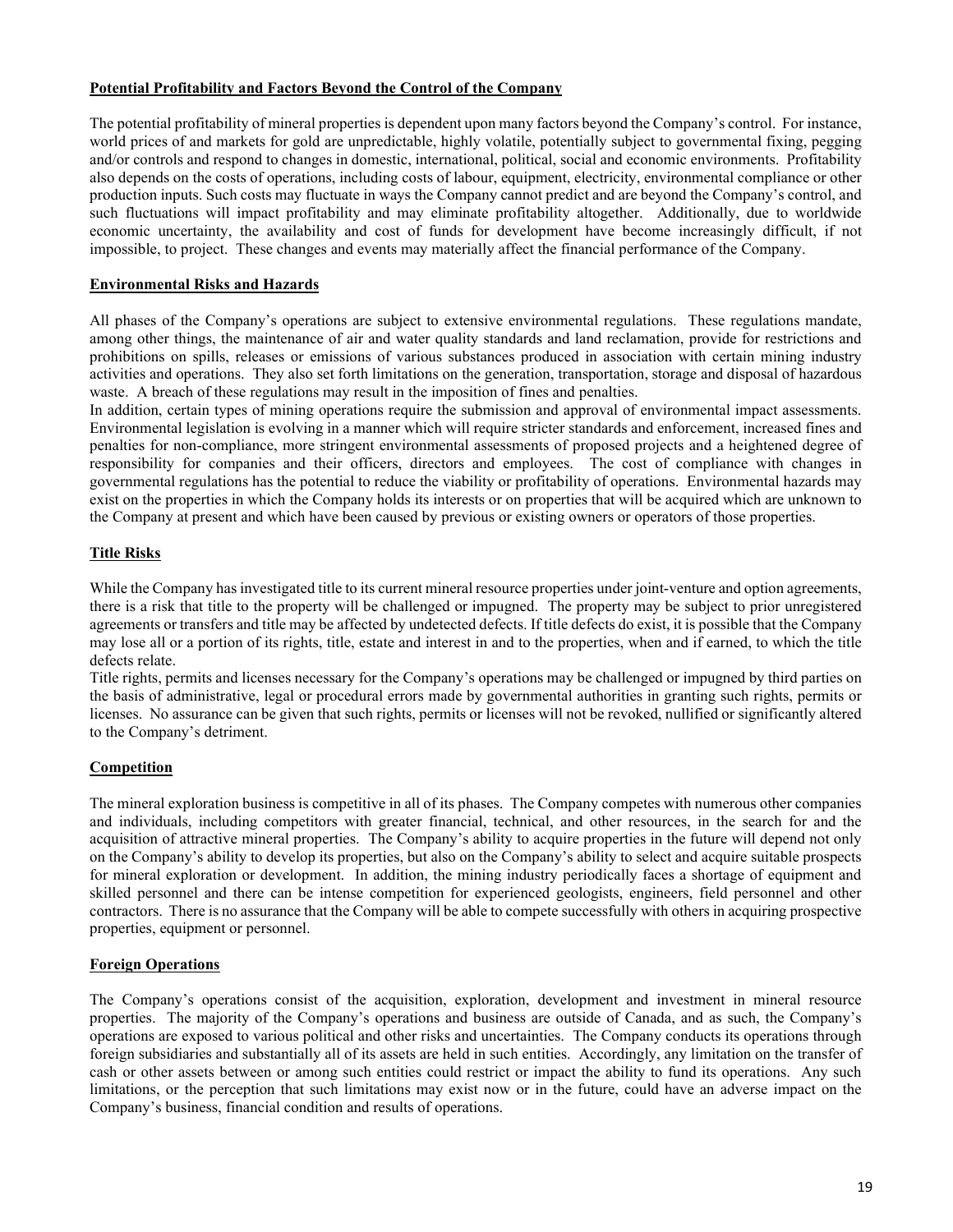## Potential Profitability and Factors Beyond the Control of the Company

The potential profitability of mineral properties is dependent upon many factors beyond the Company's control. For instance, world prices of and markets for gold are unpredictable, highly volatile, potentially subject to governmental fixing, pegging and/or controls and respond to changes in domestic, international, political, social and economic environments. Profitability also depends on the costs of operations, including costs of labour, equipment, electricity, environmental compliance or other production inputs. Such costs may fluctuate in ways the Company cannot predict and are beyond the Company's control, and such fluctuations will impact profitability and may eliminate profitability altogether. Additionally, due to worldwide economic uncertainty, the availability and cost of funds for development have become increasingly difficult, if not impossible, to project. These changes and events may materially affect the financial performance of the Company.

## Environmental Risks and Hazards

All phases of the Company's operations are subject to extensive environmental regulations. These regulations mandate, among other things, the maintenance of air and water quality standards and land reclamation, provide for restrictions and prohibitions on spills, releases or emissions of various substances produced in association with certain mining industry activities and operations. They also set forth limitations on the generation, transportation, storage and disposal of hazardous waste. A breach of these regulations may result in the imposition of fines and penalties.

In addition, certain types of mining operations require the submission and approval of environmental impact assessments. Environmental legislation is evolving in a manner which will require stricter standards and enforcement, increased fines and penalties for non-compliance, more stringent environmental assessments of proposed projects and a heightened degree of responsibility for companies and their officers, directors and employees. The cost of compliance with changes in governmental regulations has the potential to reduce the viability or profitability of operations. Environmental hazards may exist on the properties in which the Company holds its interests or on properties that will be acquired which are unknown to the Company at present and which have been caused by previous or existing owners or operators of those properties.

## Title Risks

While the Company has investigated title to its current mineral resource properties under joint-venture and option agreements, there is a risk that title to the property will be challenged or impugned. The property may be subject to prior unregistered agreements or transfers and title may be affected by undetected defects. If title defects do exist, it is possible that the Company may lose all or a portion of its rights, title, estate and interest in and to the properties, when and if earned, to which the title defects relate.

Title rights, permits and licenses necessary for the Company's operations may be challenged or impugned by third parties on the basis of administrative, legal or procedural errors made by governmental authorities in granting such rights, permits or licenses. No assurance can be given that such rights, permits or licenses will not be revoked, nullified or significantly altered to the Company's detriment.

## Competition

The mineral exploration business is competitive in all of its phases. The Company competes with numerous other companies and individuals, including competitors with greater financial, technical, and other resources, in the search for and the acquisition of attractive mineral properties. The Company's ability to acquire properties in the future will depend not only on the Company's ability to develop its properties, but also on the Company's ability to select and acquire suitable prospects for mineral exploration or development. In addition, the mining industry periodically faces a shortage of equipment and skilled personnel and there can be intense competition for experienced geologists, engineers, field personnel and other contractors. There is no assurance that the Company will be able to compete successfully with others in acquiring prospective properties, equipment or personnel.

## Foreign Operations

The Company's operations consist of the acquisition, exploration, development and investment in mineral resource properties. The majority of the Company's operations and business are outside of Canada, and as such, the Company's operations are exposed to various political and other risks and uncertainties. The Company conducts its operations through foreign subsidiaries and substantially all of its assets are held in such entities. Accordingly, any limitation on the transfer of cash or other assets between or among such entities could restrict or impact the ability to fund its operations. Any such limitations, or the perception that such limitations may exist now or in the future, could have an adverse impact on the Company's business, financial condition and results of operations.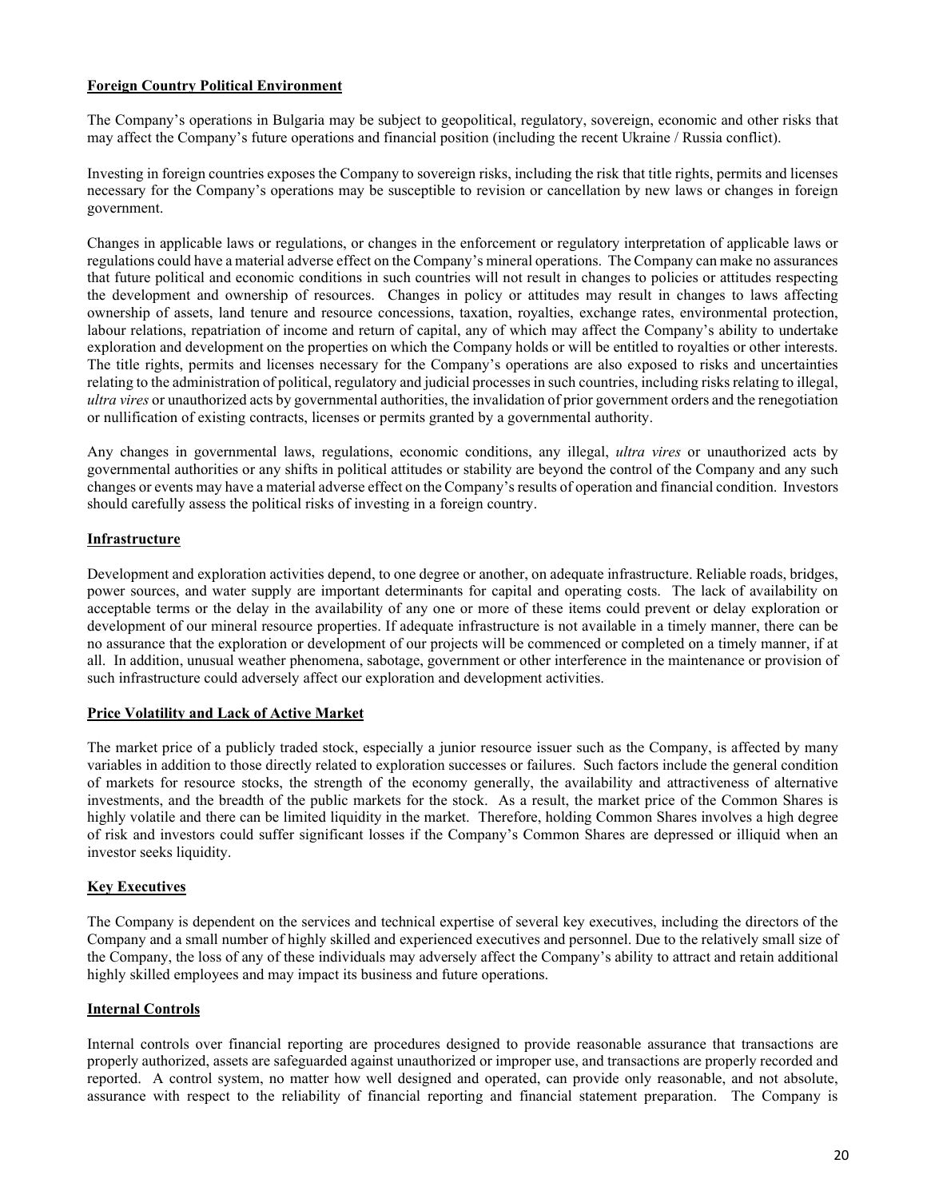**Foreign Country Political Environment**

The Company's operations in Bulgaria may be subject to geopolitical, regulatory, sovereign, economic and other risks that may affect the Company's future operations and financial position (including the recent Ukraine / Russia conflict).

Investing in foreign countries exposes the Company to sovereign risks, including the risk that title rights, permits and licenses necessary for the Company's operations may be susceptible to revision or cancellation by new laws or changes in foreign government.

Changes in applicable laws or regulations, or changes in the enforcement or regulatory interpretation of applicable laws or regulations could have a material adverse effect on the Company's mineral operations. The Company can make no assurances that future political and economic conditions in such countries will not result in changes to policies or attitudes respecting the development and ownership of resources. Changes in policy or attitudes may result in changes to laws affecting ownership of assets, land tenure and resource concessions, taxation, royalties, exchange rates, environmental protection, labour relations, repatriation of income and return of capital, any of which may affect the Company's ability to undertake exploration and development on the properties on which the Company holds or will be entitled to royalties or other interests. The title rights, permits and licenses necessary for the Company's operations are also exposed to risks and uncertainties relating to the administration of political, regulatory and judicial processes in such countries, including risks relating to illegal, *ultra vires* or unauthorized acts by governmental authorities, the invalidation of prior government orders and the renegotiation or nullification of existing contracts, licenses or permits granted by a governmental authority.

Any changes in governmental laws, regulations, economic conditions, any illegal, *ultra vires* or unauthorized acts by governmental authorities or any shifts in political attitudes or stability are beyond the control of the Company and any such changes or events may have a material adverse effect on the Company's results of operation and financial condition. Investors should carefully assess the political risks of investing in a foreign country.

**Infrastructure**

Development and exploration activities depend, to one degree or another, on adequate infrastructure. Reliable roads, bridges, power sources, and water supply are important determinants for capital and operating costs. The lack of availability on acceptable terms or the delay in the availability of any one or more of these items could prevent or delay exploration or development of our mineral resource properties. If adequate infrastructure is not available in a timely manner, there can be no assurance that the exploration or development of our projects will be commenced or completed on a timely manner, if at all. In addition, unusual weather phenomena, sabotage, government or other interference in the maintenance or provision of such infrastructure could adversely affect our exploration and development activities.

**Price Volatility and Lack of Active Market**

The market price of a publicly traded stock, especially a junior resource issuer such as the Company, is affected by many variables in addition to those directly related to exploration successes or failures. Such factors include the general condition of markets for resource stocks, the strength of the economy generally, the availability and attractiveness of alternative investments, and the breadth of the public markets for the stock. As a result, the market price of the Common Shares is highly volatile and there can be limited liquidity in the market. Therefore, holding Common Shares involves a high degree of risk and investors could suffer significant losses if the Company's Common Shares are depressed or illiquid when an investor seeks liquidity.

**Key Executives**

The Company is dependent on the services and technical expertise of several key executives, including the directors of the Company and a small number of highly skilled and experienced executives and personnel. Due to the relatively small size of the Company, the loss of any of these individuals may adversely affect the Company's ability to attract and retain additional highly skilled employees and may impact its business and future operations.

**Internal Controls**

Internal controls over financial reporting are procedures designed to provide reasonable assurance that transactions are properly authorized, assets are safeguarded against unauthorized or improper use, and transactions are properly recorded and reported. A control system, no matter how well designed and operated, can provide only reasonable, and not absolute, assurance with respect to the reliability of financial reporting and financial statement preparation. The Company is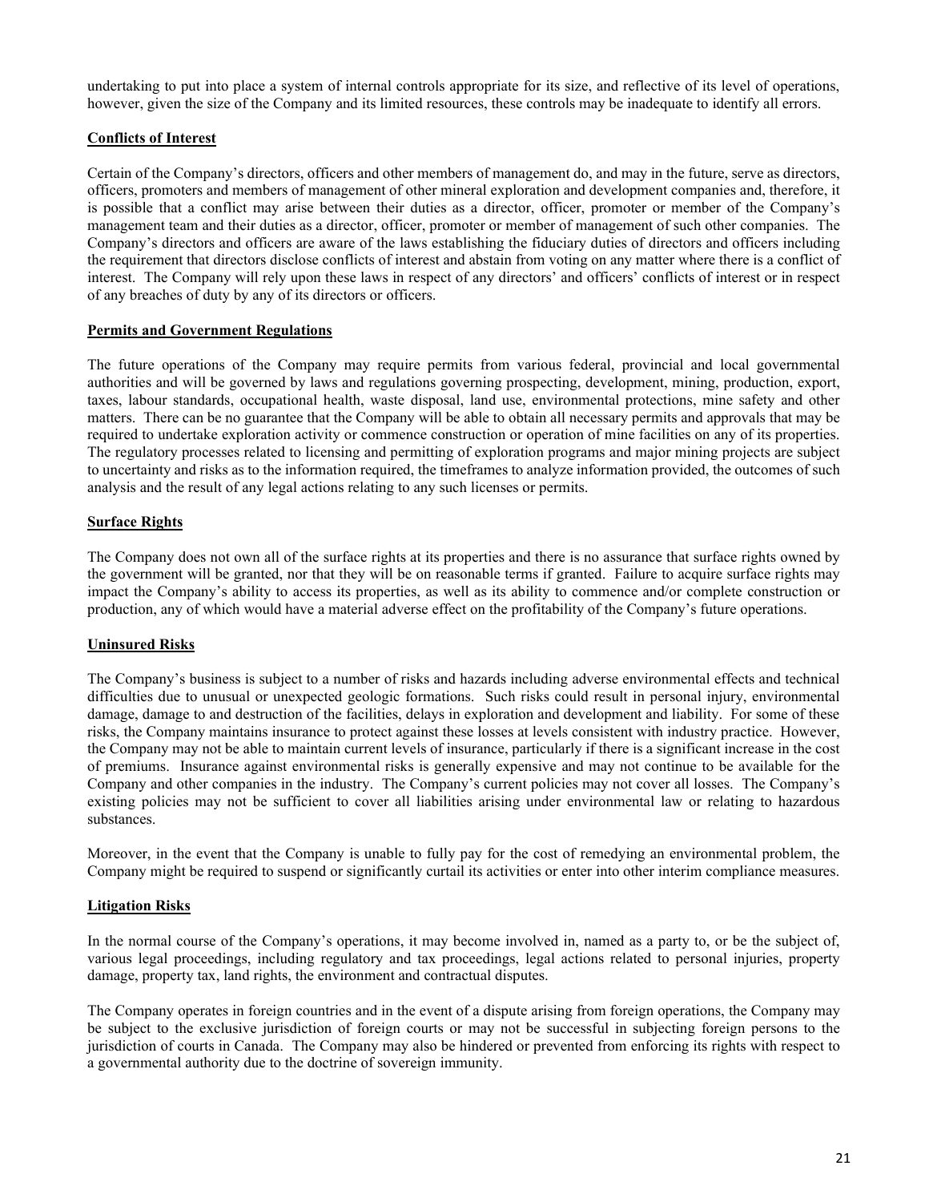undertaking to put into place a system of internal controls appropriate for its size, and reflective of its level of operations, however, given the size of the Company and its limited resources, these controls may be inadequate to identify all errors.

**Conflicts of Interest**

Certain of the Company's directors, officers and other members of management do, and may in the future, serve as directors, officers, promoters and members of management of other mineral exploration and development companies and, therefore, it is possible that a conflict may arise between their duties as a director, officer, promoter or member of the Company's management team and their duties as a director, officer, promoter or member of management of such other companies. The Company's directors and officers are aware of the laws establishing the fiduciary duties of directors and officers including the requirement that directors disclose conflicts of interest and abstain from voting on any matter where there is a conflict of interest. The Company will rely upon these laws in respect of any directors' and officers' conflicts of interest or in respect of any breaches of duty by any of its directors or officers.

**Permits and Government Regulations**

The future operations of the Company may require permits from various federal, provincial and local governmental authorities and will be governed by laws and regulations governing prospecting, development, mining, production, export, taxes, labour standards, occupational health, waste disposal, land use, environmental protections, mine safety and other matters. There can be no guarantee that the Company will be able to obtain all necessary permits and approvals that may be required to undertake exploration activity or commence construction or operation of mine facilities on any of its properties. The regulatory processes related to licensing and permitting of exploration programs and major mining projects are subject to uncertainty and risks as to the information required, the timeframes to analyze information provided, the outcomes of such analysis and the result of any legal actions relating to any such licenses or permits.

**Surface Rights**

The Company does not own all of the surface rights at its properties and there is no assurance that surface rights owned by the government will be granted, nor that they will be on reasonable terms if granted. Failure to acquire surface rights may impact the Company's ability to access its properties, as well as its ability to commence and/or complete construction or production, any of which would have a material adverse effect on the profitability of the Company's future operations.

**Uninsured Risks**

The Company's business is subject to a number of risks and hazards including adverse environmental effects and technical difficulties due to unusual or unexpected geologic formations. Such risks could result in personal injury, environmental damage, damage to and destruction of the facilities, delays in exploration and development and liability. For some of these risks, the Company maintains insurance to protect against these losses at levels consistent with industry practice. However, the Company may not be able to maintain current levels of insurance, particularly if there is a significant increase in the cost of premiums. Insurance against environmental risks is generally expensive and may not continue to be available for the Company and other companies in the industry. The Company's current policies may not cover all losses. The Company's existing policies may not be sufficient to cover all liabilities arising under environmental law or relating to hazardous substances.

Moreover, in the event that the Company is unable to fully pay for the cost of remedying an environmental problem, the Company might be required to suspend or significantly curtail its activities or enter into other interim compliance measures.

**Litigation Risks**

In the normal course of the Company's operations, it may become involved in, named as a party to, or be the subject of, various legal proceedings, including regulatory and tax proceedings, legal actions related to personal injuries, property damage, property tax, land rights, the environment and contractual disputes.

The Company operates in foreign countries and in the event of a dispute arising from foreign operations, the Company may be subject to the exclusive jurisdiction of foreign courts or may not be successful in subjecting foreign persons to the jurisdiction of courts in Canada. The Company may also be hindered or prevented from enforcing its rights with respect to a governmental authority due to the doctrine of sovereign immunity.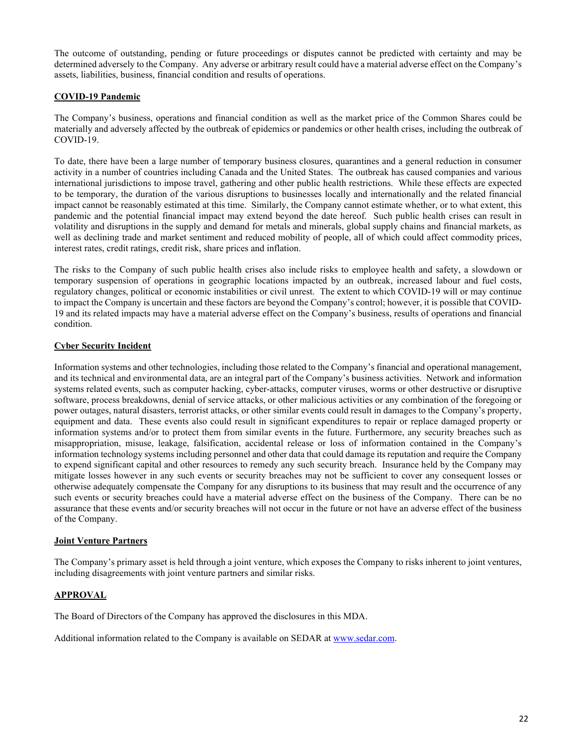The outcome of outstanding, pending or future proceedings or disputes cannot be predicted with certainty and may be determined adversely to the Company. Any adverse or arbitrary result could have a material adverse effect on the Company's assets, liabilities, business, financial condition and results of operations.

## COVID-19 Pandemic

The Company's business, operations and financial condition as well as the market price of the Common Shares could be materially and adversely affected by the outbreak of epidemics or pandemics or other health crises, including the outbreak of COVID-19.

To date, there have been a large number of temporary business closures, quarantines and a general reduction in consumer activity in a number of countries including Canada and the United States. The outbreak has caused companies and various international jurisdictions to impose travel, gathering and other public health restrictions. While these effects are expected to be temporary, the duration of the various disruptions to businesses locally and internationally and the related financial impact cannot be reasonably estimated at this time. Similarly, the Company cannot estimate whether, or to what extent, this pandemic and the potential financial impact may extend beyond the date hereof. Such public health crises can result in volatility and disruptions in the supply and demand for metals and minerals, global supply chains and financial markets, as well as declining trade and market sentiment and reduced mobility of people, all of which could affect commodity prices, interest rates, credit ratings, credit risk, share prices and inflation.

The risks to the Company of such public health crises also include risks to employee health and safety, a slowdown or temporary suspension of operations in geographic locations impacted by an outbreak, increased labour and fuel costs, regulatory changes, political or economic instabilities or civil unrest. The extent to which COVID-19 will or may continue to impact the Company is uncertain and these factors are beyond the Company's control; however, it is possible that COVID-19 and its related impacts may have a material adverse effect on the Company's business, results of operations and financial condition.

## Cyber Security Incident

Information systems and other technologies, including those related to the Company's financial and operational management, and its technical and environmental data, are an integral part of the Company's business activities. Network and information systems related events, such as computer hacking, cyber-attacks, computer viruses, worms or other destructive or disruptive software, process breakdowns, denial of service attacks, or other malicious activities or any combination of the foregoing or power outages, natural disasters, terrorist attacks, or other similar events could result in damages to the Company's property, equipment and data. These events also could result in significant expenditures to repair or replace damaged property or information systems and/or to protect them from similar events in the future. Furthermore, any security breaches such as misappropriation, misuse, leakage, falsification, accidental release or loss of information contained in the Company's information technology systems including personnel and other data that could damage its reputation and require the Company to expend significant capital and other resources to remedy any such security breach. Insurance held by the Company may mitigate losses however in any such events or security breaches may not be sufficient to cover any consequent losses or otherwise adequately compensate the Company for any disruptions to its business that may result and the occurrence of any such events or security breaches could have a material adverse effect on the business of the Company. There can be no assurance that these events and/or security breaches will not occur in the future or not have an adverse effect of the business of the Company.

## Joint Venture Partners

The Company's primary asset is held through a joint venture, which exposes the Company to risks inherent to joint ventures, including disagreements with joint venture partners and similar risks.

## APPROVAL

The Board of Directors of the Company has approved the disclosures in this MDA.

Additional information related to the Company is available on SEDAR at [www.sedar.com](http://www.sedar.com).